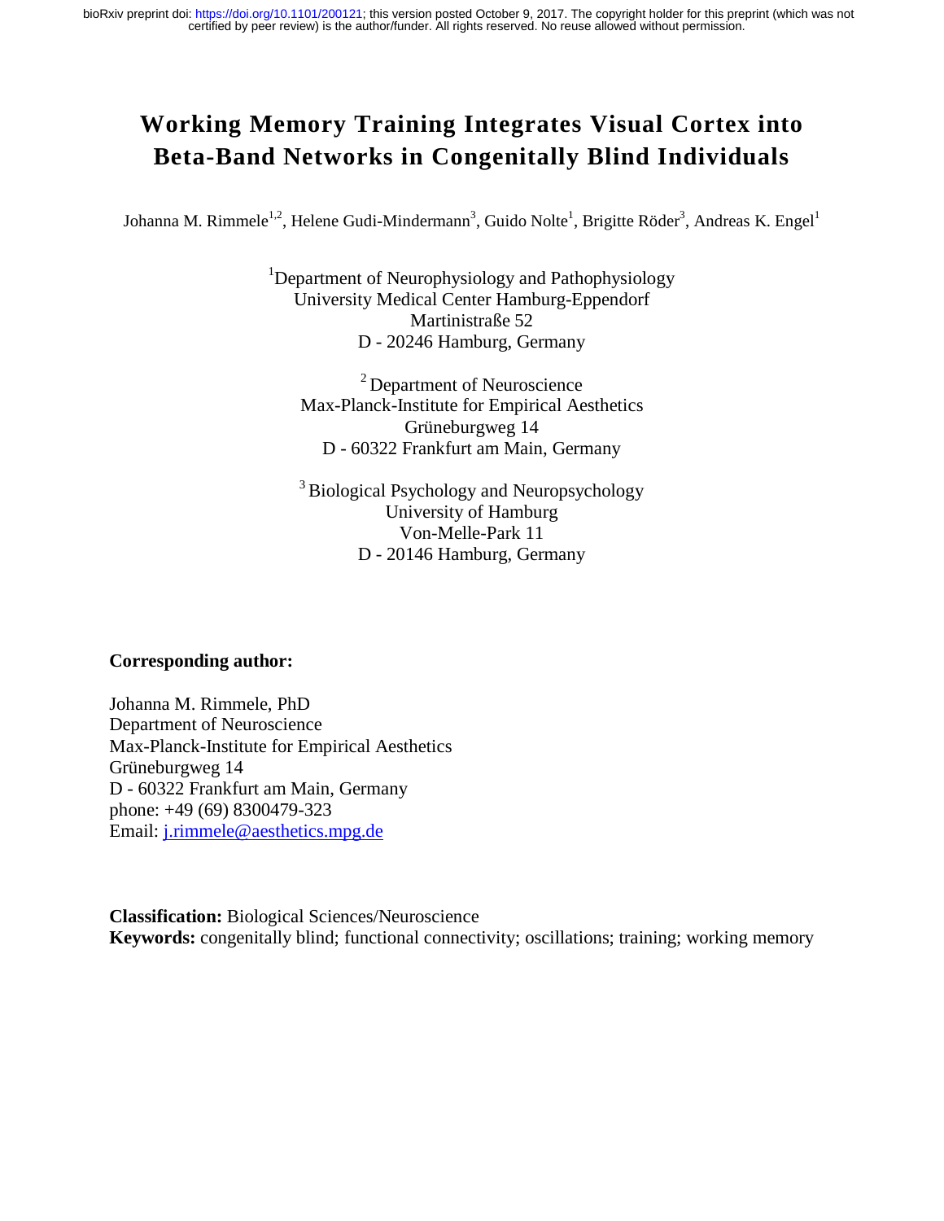# Working Memory Training Integrates Visual Cortex into Beta-Band Networks in Congenitally Blind Individuals

Johanna M. Rimmele[1,2], Helene Gudi-Mindermann[3], Guido Nolte[1], Brigitte Röder[3], Andreas K. Engel[1]

[1]Department of Neurophysiology and Pathophysiology
University Medical Center Hamburg-Eppendorf
Martinistraße 52
D - 20246 Hamburg, Germany

[2] Department of Neuroscience
Max-Planck-Institute for Empirical Aesthetics
Grüneburgweg 14
D - 60322 Frankfurt am Main, Germany

[3] Biological Psychology and Neuropsychology
University of Hamburg
Von-Melle-Park 11
D - 20146 Hamburg, Germany

**Corresponding author:**

Johanna M. Rimmele, PhD
Department of Neuroscience
Max-Planck-Institute for Empirical Aesthetics
Grüneburgweg 14
D - 60322 Frankfurt am Main, Germany
phone: +49 (69) 8300479-323
Email: j.rimmele@aesthetics.mpg.de

**Classification:** Biological Sciences/Neuroscience
**Keywords:** congenitally blind; functional connectivity; oscillations; training; working memory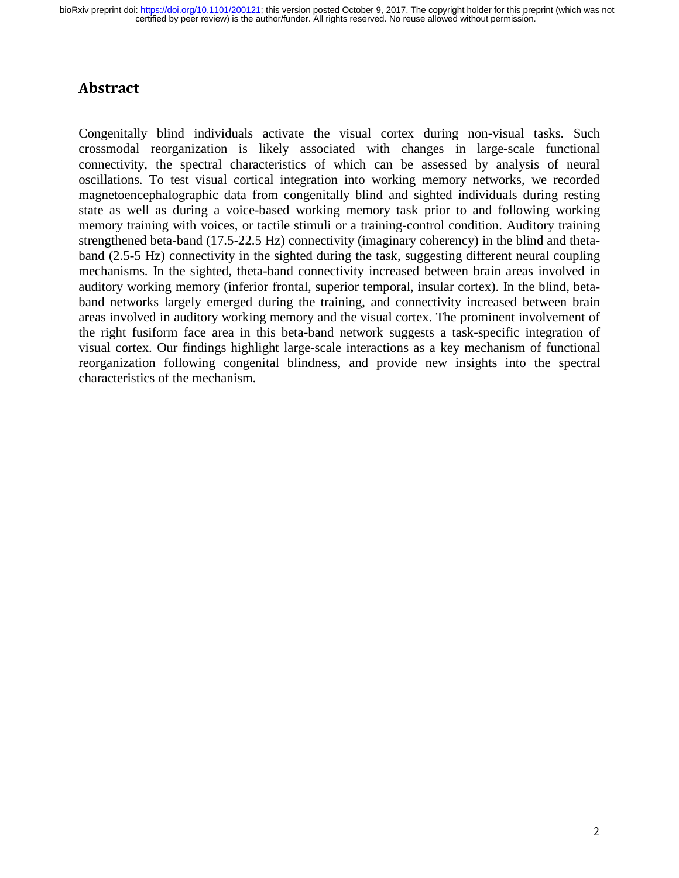## Abstract

Congenitally blind individuals activate the visual cortex during non-visual tasks. Such crossmodal reorganization is likely associated with changes in large-scale functional connectivity, the spectral characteristics of which can be assessed by analysis of neural oscillations. To test visual cortical integration into working memory networks, we recorded magnetoencephalographic data from congenitally blind and sighted individuals during resting state as well as during a voice-based working memory task prior to and following working memory training with voices, or tactile stimuli or a training-control condition. Auditory training strengthened beta-band (17.5-22.5 Hz) connectivity (imaginary coherency) in the blind and theta-band (2.5-5 Hz) connectivity in the sighted during the task, suggesting different neural coupling mechanisms. In the sighted, theta-band connectivity increased between brain areas involved in auditory working memory (inferior frontal, superior temporal, insular cortex). In the blind, beta-band networks largely emerged during the training, and connectivity increased between brain areas involved in auditory working memory and the visual cortex. The prominent involvement of the right fusiform face area in this beta-band network suggests a task-specific integration of visual cortex. Our findings highlight large-scale interactions as a key mechanism of functional reorganization following congenital blindness, and provide new insights into the spectral characteristics of the mechanism.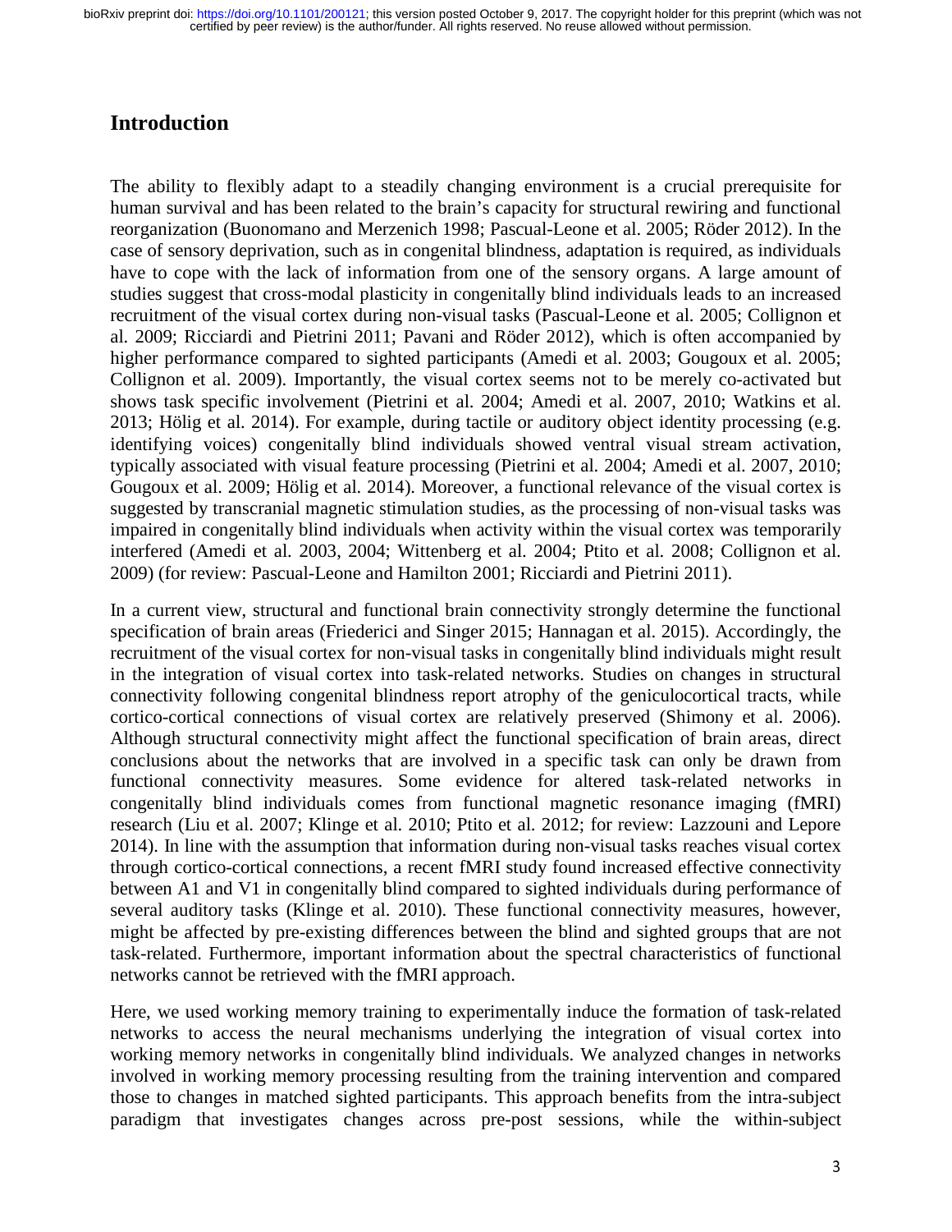## Introduction

The ability to flexibly adapt to a steadily changing environment is a crucial prerequisite for human survival and has been related to the brain's capacity for structural rewiring and functional reorganization (Buonomano and Merzenich 1998; Pascual-Leone et al. 2005; Röder 2012). In the case of sensory deprivation, such as in congenital blindness, adaptation is required, as individuals have to cope with the lack of information from one of the sensory organs. A large amount of studies suggest that cross-modal plasticity in congenitally blind individuals leads to an increased recruitment of the visual cortex during non-visual tasks (Pascual-Leone et al. 2005; Collignon et al. 2009; Ricciardi and Pietrini 2011; Pavani and Röder 2012), which is often accompanied by higher performance compared to sighted participants (Amedi et al. 2003; Gougoux et al. 2005; Collignon et al. 2009). Importantly, the visual cortex seems not to be merely co-activated but shows task specific involvement (Pietrini et al. 2004; Amedi et al. 2007, 2010; Watkins et al. 2013; Hölig et al. 2014). For example, during tactile or auditory object identity processing (e.g. identifying voices) congenitally blind individuals showed ventral visual stream activation, typically associated with visual feature processing (Pietrini et al. 2004; Amedi et al. 2007, 2010; Gougoux et al. 2009; Hölig et al. 2014). Moreover, a functional relevance of the visual cortex is suggested by transcranial magnetic stimulation studies, as the processing of non-visual tasks was impaired in congenitally blind individuals when activity within the visual cortex was temporarily interfered (Amedi et al. 2003, 2004; Wittenberg et al. 2004; Ptito et al. 2008; Collignon et al. 2009) (for review: Pascual-Leone and Hamilton 2001; Ricciardi and Pietrini 2011).

In a current view, structural and functional brain connectivity strongly determine the functional specification of brain areas (Friederici and Singer 2015; Hannagan et al. 2015). Accordingly, the recruitment of the visual cortex for non-visual tasks in congenitally blind individuals might result in the integration of visual cortex into task-related networks. Studies on changes in structural connectivity following congenital blindness report atrophy of the geniculocortical tracts, while cortico-cortical connections of visual cortex are relatively preserved (Shimony et al. 2006). Although structural connectivity might affect the functional specification of brain areas, direct conclusions about the networks that are involved in a specific task can only be drawn from functional connectivity measures. Some evidence for altered task-related networks in congenitally blind individuals comes from functional magnetic resonance imaging (fMRI) research (Liu et al. 2007; Klinge et al. 2010; Ptito et al. 2012; for review: Lazzouni and Lepore 2014). In line with the assumption that information during non-visual tasks reaches visual cortex through cortico-cortical connections, a recent fMRI study found increased effective connectivity between A1 and V1 in congenitally blind compared to sighted individuals during performance of several auditory tasks (Klinge et al. 2010). These functional connectivity measures, however, might be affected by pre-existing differences between the blind and sighted groups that are not task-related. Furthermore, important information about the spectral characteristics of functional networks cannot be retrieved with the fMRI approach.

Here, we used working memory training to experimentally induce the formation of task-related networks to access the neural mechanisms underlying the integration of visual cortex into working memory networks in congenitally blind individuals. We analyzed changes in networks involved in working memory processing resulting from the training intervention and compared those to changes in matched sighted participants. This approach benefits from the intra-subject paradigm that investigates changes across pre-post sessions, while the within-subject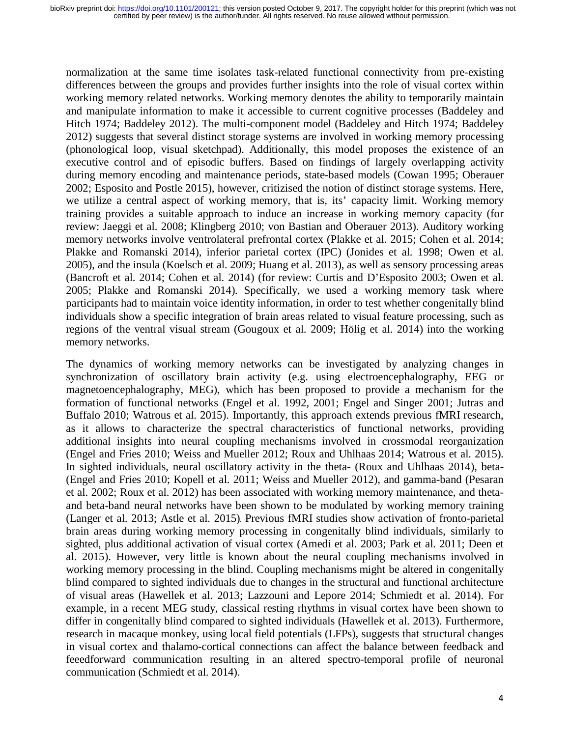normalization at the same time isolates task-related functional connectivity from pre-existing differences between the groups and provides further insights into the role of visual cortex within working memory related networks. Working memory denotes the ability to temporarily maintain and manipulate information to make it accessible to current cognitive processes (Baddeley and Hitch 1974; Baddeley 2012). The multi-component model (Baddeley and Hitch 1974; Baddeley 2012) suggests that several distinct storage systems are involved in working memory processing (phonological loop, visual sketchpad). Additionally, this model proposes the existence of an executive control and of episodic buffers. Based on findings of largely overlapping activity during memory encoding and maintenance periods, state-based models (Cowan 1995; Oberauer 2002; Esposito and Postle 2015), however, critizised the notion of distinct storage systems. Here, we utilize a central aspect of working memory, that is, its' capacity limit. Working memory training provides a suitable approach to induce an increase in working memory capacity (for review: Jaeggi et al. 2008; Klingberg 2010; von Bastian and Oberauer 2013). Auditory working memory networks involve ventrolateral prefrontal cortex (Plakke et al. 2015; Cohen et al. 2014; Plakke and Romanski 2014), inferior parietal cortex (IPC) (Jonides et al. 1998; Owen et al. 2005), and the insula (Koelsch et al. 2009; Huang et al. 2013), as well as sensory processing areas (Bancroft et al. 2014; Cohen et al. 2014) (for review: Curtis and D'Esposito 2003; Owen et al. 2005; Plakke and Romanski 2014). Specifically, we used a working memory task where participants had to maintain voice identity information, in order to test whether congenitally blind individuals show a specific integration of brain areas related to visual feature processing, such as regions of the ventral visual stream (Gougoux et al. 2009; Hölig et al. 2014) into the working memory networks.

The dynamics of working memory networks can be investigated by analyzing changes in synchronization of oscillatory brain activity (e.g. using electroencephalography, EEG or magnetoencephalography, MEG), which has been proposed to provide a mechanism for the formation of functional networks (Engel et al. 1992, 2001; Engel and Singer 2001; Jutras and Buffalo 2010; Watrous et al. 2015). Importantly, this approach extends previous fMRI research, as it allows to characterize the spectral characteristics of functional networks, providing additional insights into neural coupling mechanisms involved in crossmodal reorganization (Engel and Fries 2010; Weiss and Mueller 2012; Roux and Uhlhaas 2014; Watrous et al. 2015). In sighted individuals, neural oscillatory activity in the theta- (Roux and Uhlhaas 2014), beta- (Engel and Fries 2010; Kopell et al. 2011; Weiss and Mueller 2012), and gamma-band (Pesaran et al. 2002; Roux et al. 2012) has been associated with working memory maintenance, and theta- and beta-band neural networks have been shown to be modulated by working memory training (Langer et al. 2013; Astle et al. 2015). Previous fMRI studies show activation of fronto-parietal brain areas during working memory processing in congenitally blind individuals, similarly to sighted, plus additional activation of visual cortex (Amedi et al. 2003; Park et al. 2011; Deen et al. 2015). However, very little is known about the neural coupling mechanisms involved in working memory processing in the blind. Coupling mechanisms might be altered in congenitally blind compared to sighted individuals due to changes in the structural and functional architecture of visual areas (Hawellek et al. 2013; Lazzouni and Lepore 2014; Schmiedt et al. 2014). For example, in a recent MEG study, classical resting rhythms in visual cortex have been shown to differ in congenitally blind compared to sighted individuals (Hawellek et al. 2013). Furthermore, research in macaque monkey, using local field potentials (LFPs), suggests that structural changes in visual cortex and thalamo-cortical connections can affect the balance between feedback and feeedforward communication resulting in an altered spectro-temporal profile of neuronal communication (Schmiedt et al. 2014).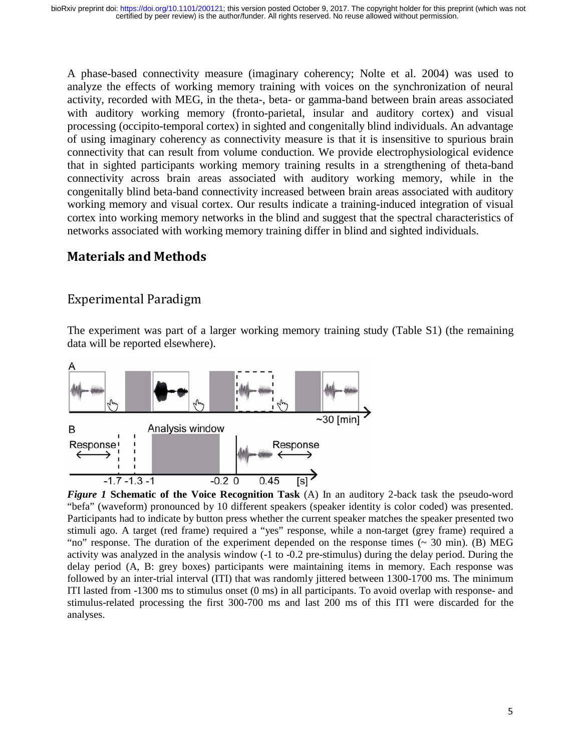A phase-based connectivity measure (imaginary coherency; Nolte et al. 2004) was used to analyze the effects of working memory training with voices on the synchronization of neural activity, recorded with MEG, in the theta-, beta- or gamma-band between brain areas associated with auditory working memory (fronto-parietal, insular and auditory cortex) and visual processing (occipito-temporal cortex) in sighted and congenitally blind individuals. An advantage of using imaginary coherency as connectivity measure is that it is insensitive to spurious brain connectivity that can result from volume conduction. We provide electrophysiological evidence that in sighted participants working memory training results in a strengthening of theta-band connectivity across brain areas associated with auditory working memory, while in the congenitally blind beta-band connectivity increased between brain areas associated with auditory working memory and visual cortex. Our results indicate a training-induced integration of visual cortex into working memory networks in the blind and suggest that the spectral characteristics of networks associated with working memory training differ in blind and sighted individuals.

## Materials and Methods

### Experimental Paradigm

The experiment was part of a larger working memory training study (Table S1) (the remaining data will be reported elsewhere).

***Figure 1*** **Schematic of the Voice Recognition Task** (A) In an auditory 2-back task the pseudo-word "befa" (waveform) pronounced by 10 different speakers (speaker identity is color coded) was presented. Participants had to indicate by button press whether the current speaker matches the speaker presented two stimuli ago. A target (red frame) required a "yes" response, while a non-target (grey frame) required a "no" response. The duration of the experiment depended on the response times (~ 30 min). (B) MEG activity was analyzed in the analysis window (-1 to -0.2 pre-stimulus) during the delay period. During the delay period (A, B: grey boxes) participants were maintaining items in memory. Each response was followed by an inter-trial interval (ITI) that was randomly jittered between 1300-1700 ms. The minimum ITI lasted from -1300 ms to stimulus onset (0 ms) in all participants. To avoid overlap with response- and stimulus-related processing the first 300-700 ms and last 200 ms of this ITI were discarded for the analyses.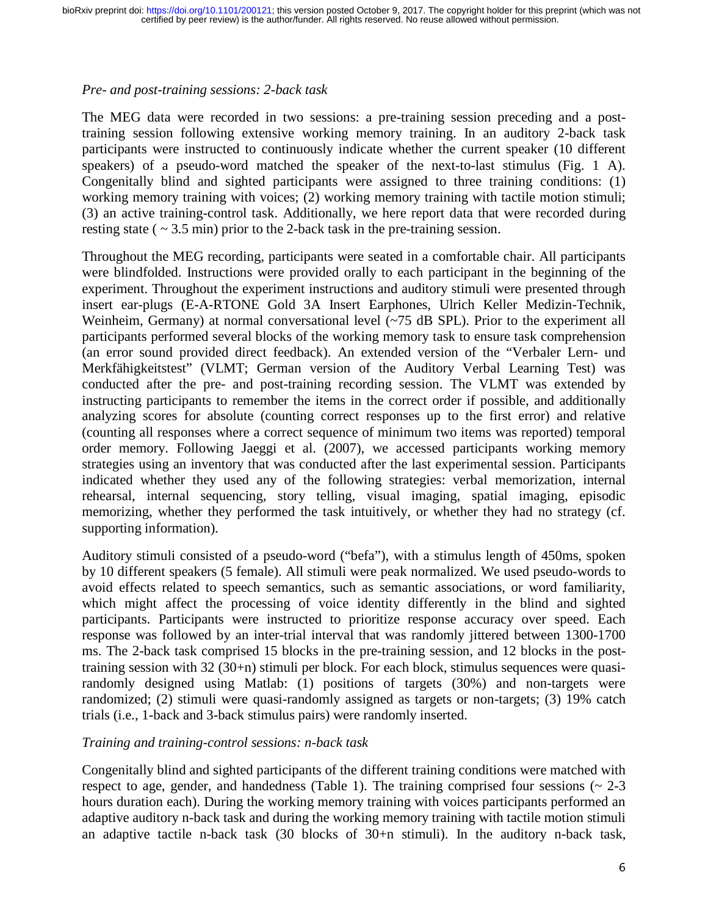*Pre- and post-training sessions: 2-back task*

The MEG data were recorded in two sessions: a pre-training session preceding and a post-training session following extensive working memory training. In an auditory 2-back task participants were instructed to continuously indicate whether the current speaker (10 different speakers) of a pseudo-word matched the speaker of the next-to-last stimulus (Fig. 1 A). Congenitally blind and sighted participants were assigned to three training conditions: (1) working memory training with voices; (2) working memory training with tactile motion stimuli; (3) an active training-control task. Additionally, we here report data that were recorded during resting state ( ~ 3.5 min) prior to the 2-back task in the pre-training session.

Throughout the MEG recording, participants were seated in a comfortable chair. All participants were blindfolded. Instructions were provided orally to each participant in the beginning of the experiment. Throughout the experiment instructions and auditory stimuli were presented through insert ear-plugs (E-A-RTONE Gold 3A Insert Earphones, Ulrich Keller Medizin-Technik, Weinheim, Germany) at normal conversational level (~75 dB SPL). Prior to the experiment all participants performed several blocks of the working memory task to ensure task comprehension (an error sound provided direct feedback). An extended version of the "Verbaler Lern- und Merkfähigkeitstest" (VLMT; German version of the Auditory Verbal Learning Test) was conducted after the pre- and post-training recording session. The VLMT was extended by instructing participants to remember the items in the correct order if possible, and additionally analyzing scores for absolute (counting correct responses up to the first error) and relative (counting all responses where a correct sequence of minimum two items was reported) temporal order memory. Following Jaeggi et al. (2007), we accessed participants working memory strategies using an inventory that was conducted after the last experimental session. Participants indicated whether they used any of the following strategies: verbal memorization, internal rehearsal, internal sequencing, story telling, visual imaging, spatial imaging, episodic memorizing, whether they performed the task intuitively, or whether they had no strategy (cf. supporting information).

Auditory stimuli consisted of a pseudo-word ("befa"), with a stimulus length of 450ms, spoken by 10 different speakers (5 female). All stimuli were peak normalized. We used pseudo-words to avoid effects related to speech semantics, such as semantic associations, or word familiarity, which might affect the processing of voice identity differently in the blind and sighted participants. Participants were instructed to prioritize response accuracy over speed. Each response was followed by an inter-trial interval that was randomly jittered between 1300-1700 ms. The 2-back task comprised 15 blocks in the pre-training session, and 12 blocks in the post-training session with 32 (30+n) stimuli per block. For each block, stimulus sequences were quasi-randomly designed using Matlab: (1) positions of targets (30%) and non-targets were randomized; (2) stimuli were quasi-randomly assigned as targets or non-targets; (3) 19% catch trials (i.e., 1-back and 3-back stimulus pairs) were randomly inserted.

*Training and training-control sessions: n-back task*

Congenitally blind and sighted participants of the different training conditions were matched with respect to age, gender, and handedness (Table 1). The training comprised four sessions (~ 2-3 hours duration each). During the working memory training with voices participants performed an adaptive auditory n-back task and during the working memory training with tactile motion stimuli an adaptive tactile n-back task (30 blocks of 30+n stimuli). In the auditory n-back task,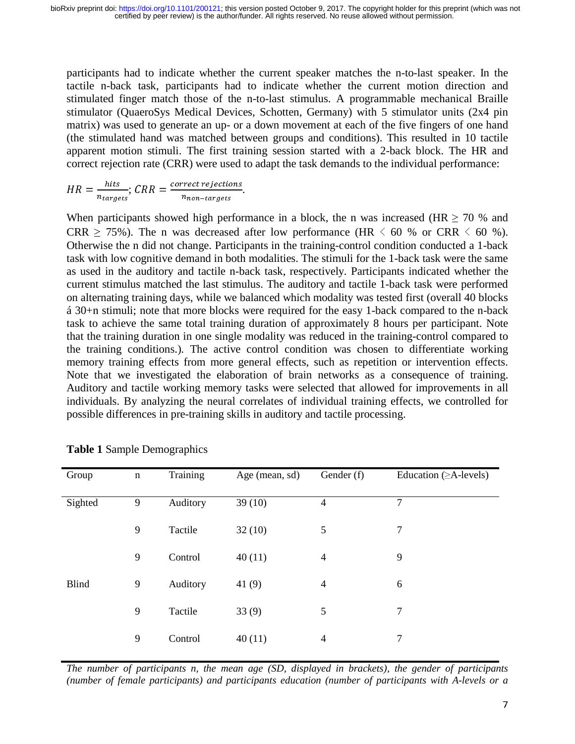participants had to indicate whether the current speaker matches the n-to-last speaker. In the tactile n-back task, participants had to indicate whether the current motion direction and stimulated finger match those of the n-to-last stimulus. A programmable mechanical Braille stimulator (QuaeroSys Medical Devices, Schotten, Germany) with 5 stimulator units (2x4 pin matrix) was used to generate an up- or a down movement at each of the five fingers of one hand (the stimulated hand was matched between groups and conditions). This resulted in 10 tactile apparent motion stimuli. The first training session started with a 2-back block. The HR and correct rejection rate (CRR) were used to adapt the task demands to the individual performance:

$$HR = \frac{hits}{n_{targets}};\ CRR = \frac{correct\ rejections}{n_{non-targets}}.$$

When participants showed high performance in a block, the n was increased (HR $\geq$ 70 % and CRR $\geq$ 75%). The n was decreased after low performance (HR $<$ 60 % or CRR $<$ 60 %). Otherwise the n did not change. Participants in the training-control condition conducted a 1-back task with low cognitive demand in both modalities. The stimuli for the 1-back task were the same as used in the auditory and tactile n-back task, respectively. Participants indicated whether the current stimulus matched the last stimulus. The auditory and tactile 1-back task were performed on alternating training days, while we balanced which modality was tested first (overall 40 blocks á 30+n stimuli; note that more blocks were required for the easy 1-back compared to the n-back task to achieve the same total training duration of approximately 8 hours per participant. Note that the training duration in one single modality was reduced in the training-control compared to the training conditions.). The active control condition was chosen to differentiate working memory training effects from more general effects, such as repetition or intervention effects. Note that we investigated the elaboration of brain networks as a consequence of training. Auditory and tactile working memory tasks were selected that allowed for improvements in all individuals. By analyzing the neural correlates of individual training effects, we controlled for possible differences in pre-training skills in auditory and tactile processing.

**Table 1** Sample Demographics

| Group | n | Training | Age (mean, sd) | Gender (f) | Education (≥A-levels) |
|---|---|---|---|---|---|
| Sighted | 9 | Auditory | 39 (10) | 4 | 7 |
| | 9 | Tactile | 32 (10) | 5 | 7 |
| | 9 | Control | 40 (11) | 4 | 9 |
| Blind | 9 | Auditory | 41 (9) | 4 | 6 |
| | 9 | Tactile | 33 (9) | 5 | 7 |
| | 9 | Control | 40 (11) | 4 | 7 |

*The number of participants n, the mean age (SD, displayed in brackets), the gender of participants (number of female participants) and participants education (number of participants with A-levels or a*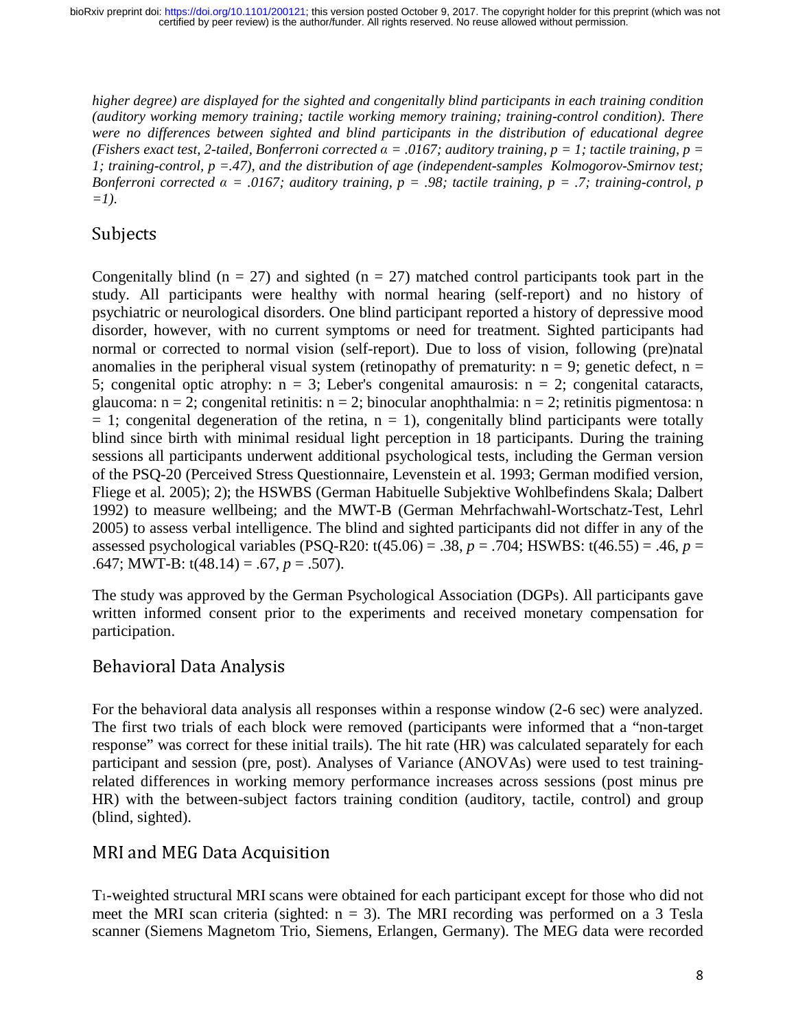*higher degree) are displayed for the sighted and congenitally blind participants in each training condition (auditory working memory training; tactile working memory training; training-control condition). There were no differences between sighted and blind participants in the distribution of educational degree (Fishers exact test, 2-tailed, Bonferroni corrected $\alpha = .0167$; auditory training, $p = 1$; tactile training, $p = 1$; training-control, $p = .47$), and the distribution of age (independent-samples Kolmogorov-Smirnov test; Bonferroni corrected $\alpha = .0167$; auditory training, $p = .98$; tactile training, $p = .7$; training-control, $p = 1$).*

## Subjects

Congenitally blind ($n = 27$) and sighted ($n = 27$) matched control participants took part in the study. All participants were healthy with normal hearing (self-report) and no history of psychiatric or neurological disorders. One blind participant reported a history of depressive mood disorder, however, with no current symptoms or need for treatment. Sighted participants had normal or corrected to normal vision (self-report). Due to loss of vision, following (pre)natal anomalies in the peripheral visual system (retinopathy of prematurity: $n = 9$; genetic defect, $n = 5$; congenital optic atrophy: $n = 3$; Leber's congenital amaurosis: $n = 2$; congenital cataracts, glaucoma: $n = 2$; congenital retinitis: $n = 2$; binocular anophthalmia: $n = 2$; retinitis pigmentosa: $n = 1$; congenital degeneration of the retina, $n = 1$), congenitally blind participants were totally blind since birth with minimal residual light perception in 18 participants. During the training sessions all participants underwent additional psychological tests, including the German version of the PSQ-20 (Perceived Stress Questionnaire, Levenstein et al. 1993; German modified version, Fliege et al. 2005); 2); the HSWBS (German Habituelle Subjektive Wohlbefindens Skala; Dalbert 1992) to measure wellbeing; and the MWT-B (German Mehrfachwahl-Wortschatz-Test, Lehrl 2005) to assess verbal intelligence. The blind and sighted participants did not differ in any of the assessed psychological variables (PSQ-R20: $t(45.06) = .38$, $p = .704$; HSWBS: $t(46.55) = .46$, $p = .647$; MWT-B: $t(48.14) = .67$, $p = .507$).

The study was approved by the German Psychological Association (DGPs). All participants gave written informed consent prior to the experiments and received monetary compensation for participation.

## Behavioral Data Analysis

For the behavioral data analysis all responses within a response window (2-6 sec) were analyzed. The first two trials of each block were removed (participants were informed that a "non-target response" was correct for these initial trails). The hit rate (HR) was calculated separately for each participant and session (pre, post). Analyses of Variance (ANOVAs) were used to test training-related differences in working memory performance increases across sessions (post minus pre HR) with the between-subject factors training condition (auditory, tactile, control) and group (blind, sighted).

## MRI and MEG Data Acquisition

$T_1$-weighted structural MRI scans were obtained for each participant except for those who did not meet the MRI scan criteria (sighted: $n = 3$). The MRI recording was performed on a 3 Tesla scanner (Siemens Magnetom Trio, Siemens, Erlangen, Germany). The MEG data were recorded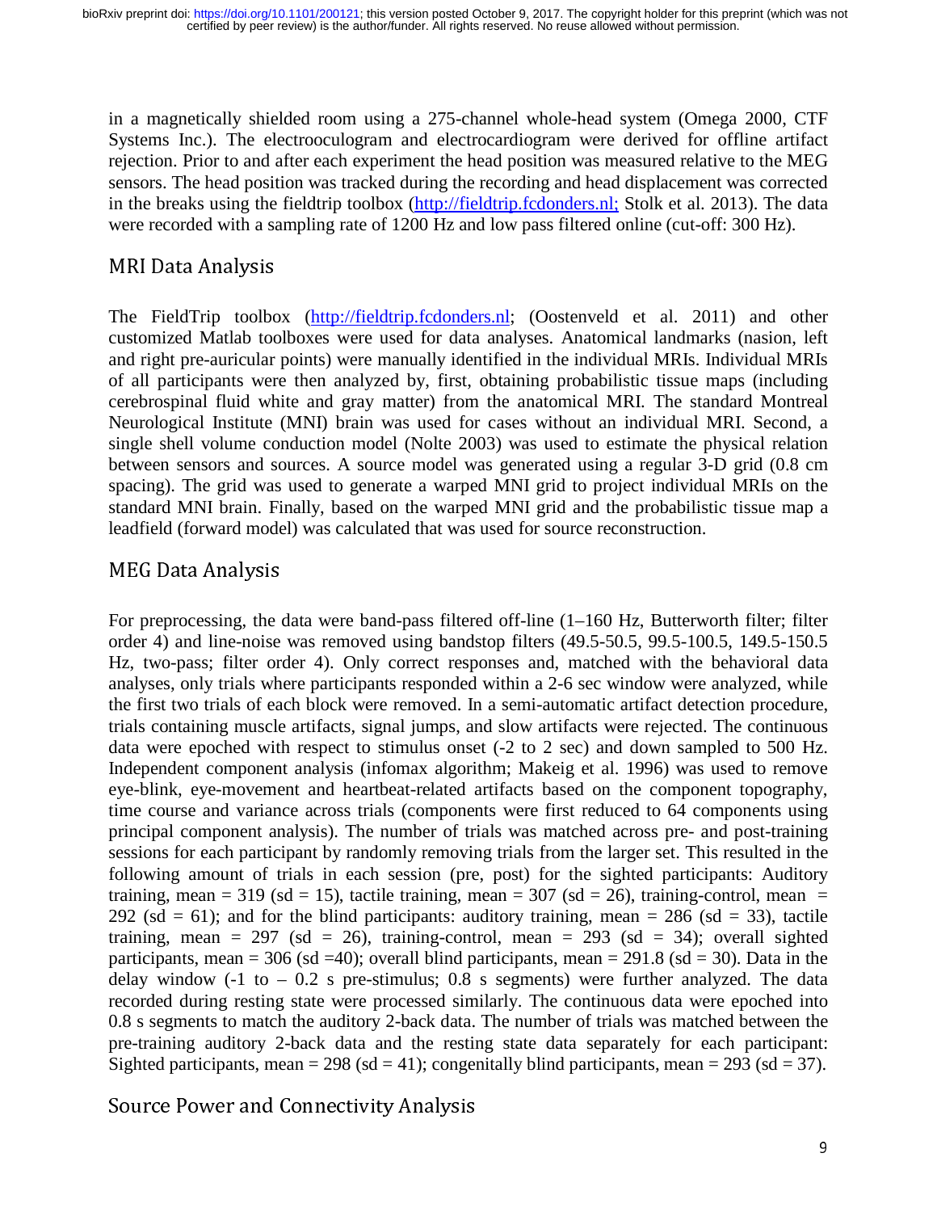in a magnetically shielded room using a 275-channel whole-head system (Omega 2000, CTF Systems Inc.). The electrooculogram and electrocardiogram were derived for offline artifact rejection. Prior to and after each experiment the head position was measured relative to the MEG sensors. The head position was tracked during the recording and head displacement was corrected in the breaks using the fieldtrip toolbox (http://fieldtrip.fcdonders.nl; Stolk et al. 2013). The data were recorded with a sampling rate of 1200 Hz and low pass filtered online (cut-off: 300 Hz).

## MRI Data Analysis

The FieldTrip toolbox (http://fieldtrip.fcdonders.nl; (Oostenveld et al. 2011) and other customized Matlab toolboxes were used for data analyses. Anatomical landmarks (nasion, left and right pre-auricular points) were manually identified in the individual MRIs. Individual MRIs of all participants were then analyzed by, first, obtaining probabilistic tissue maps (including cerebrospinal fluid white and gray matter) from the anatomical MRI. The standard Montreal Neurological Institute (MNI) brain was used for cases without an individual MRI. Second, a single shell volume conduction model (Nolte 2003) was used to estimate the physical relation between sensors and sources. A source model was generated using a regular 3-D grid (0.8 cm spacing). The grid was used to generate a warped MNI grid to project individual MRIs on the standard MNI brain. Finally, based on the warped MNI grid and the probabilistic tissue map a leadfield (forward model) was calculated that was used for source reconstruction.

## MEG Data Analysis

For preprocessing, the data were band-pass filtered off-line (1–160 Hz, Butterworth filter; filter order 4) and line-noise was removed using bandstop filters (49.5-50.5, 99.5-100.5, 149.5-150.5 Hz, two-pass; filter order 4). Only correct responses and, matched with the behavioral data analyses, only trials where participants responded within a 2-6 sec window were analyzed, while the first two trials of each block were removed. In a semi-automatic artifact detection procedure, trials containing muscle artifacts, signal jumps, and slow artifacts were rejected. The continuous data were epoched with respect to stimulus onset (-2 to 2 sec) and down sampled to 500 Hz. Independent component analysis (infomax algorithm; Makeig et al. 1996) was used to remove eye-blink, eye-movement and heartbeat-related artifacts based on the component topography, time course and variance across trials (components were first reduced to 64 components using principal component analysis). The number of trials was matched across pre- and post-training sessions for each participant by randomly removing trials from the larger set. This resulted in the following amount of trials in each session (pre, post) for the sighted participants: Auditory training, mean = 319 (sd = 15), tactile training, mean = 307 (sd = 26), training-control, mean = 292 (sd = 61); and for the blind participants: auditory training, mean = 286 (sd = 33), tactile training, mean = 297 (sd = 26), training-control, mean = 293 (sd = 34); overall sighted participants, mean = 306 (sd =40); overall blind participants, mean = 291.8 (sd = 30). Data in the delay window (-1 to – 0.2 s pre-stimulus; 0.8 s segments) were further analyzed. The data recorded during resting state were processed similarly. The continuous data were epoched into 0.8 s segments to match the auditory 2-back data. The number of trials was matched between the pre-training auditory 2-back data and the resting state data separately for each participant: Sighted participants, mean = 298 (sd = 41); congenitally blind participants, mean = 293 (sd = 37).

## Source Power and Connectivity Analysis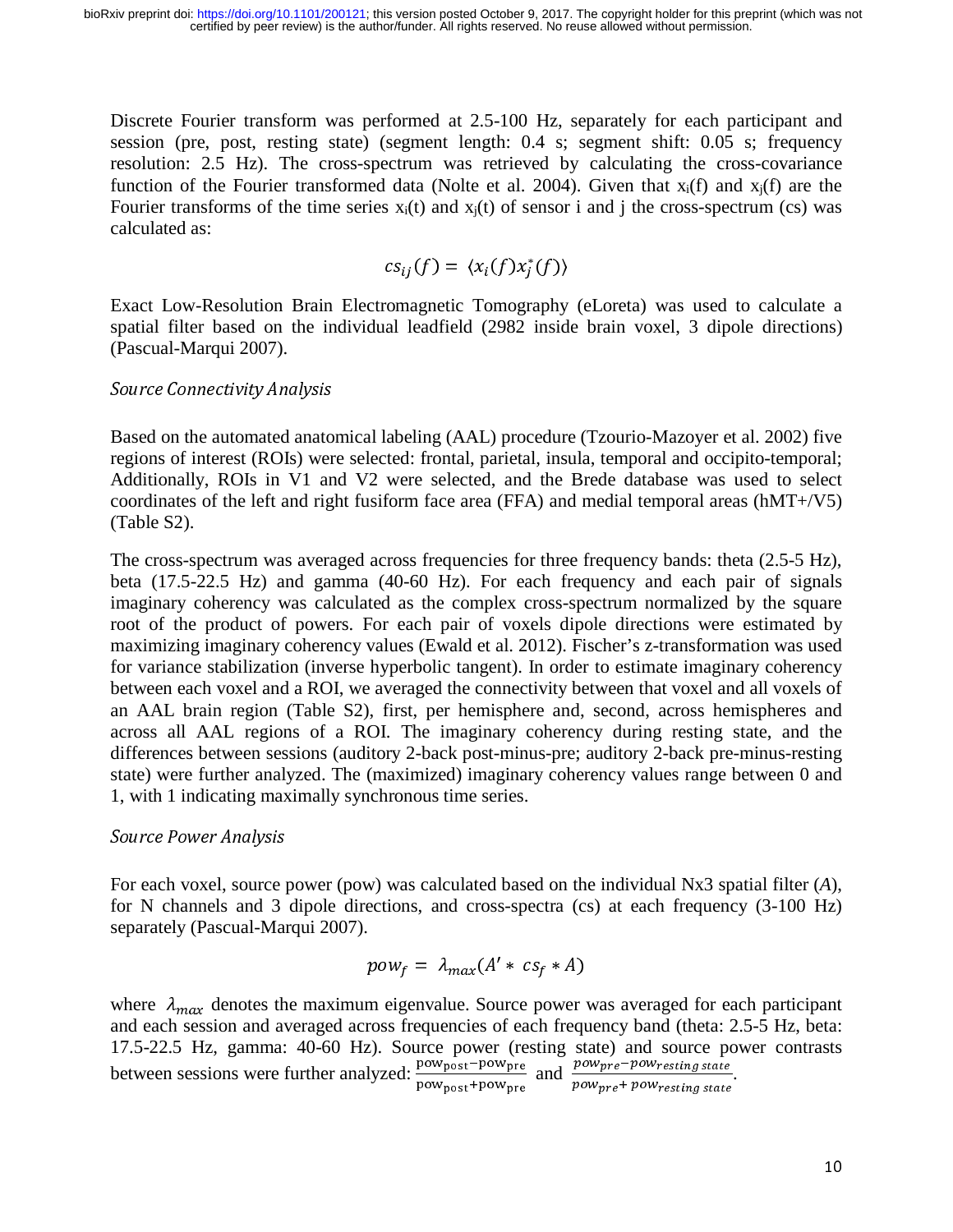Discrete Fourier transform was performed at 2.5-100 Hz, separately for each participant and session (pre, post, resting state) (segment length: 0.4 s; segment shift: 0.05 s; frequency resolution: 2.5 Hz). The cross-spectrum was retrieved by calculating the cross-covariance function of the Fourier transformed data (Nolte et al. 2004). Given that $x_i(f)$ and $x_j(f)$ are the Fourier transforms of the time series $x_i(t)$ and $x_j(t)$ of sensor i and j the cross-spectrum (cs) was calculated as:

$$cs_{ij}(f) = \langle x_i(f) x_j^*(f) \rangle$$

Exact Low-Resolution Brain Electromagnetic Tomography (eLoreta) was used to calculate a spatial filter based on the individual leadfield (2982 inside brain voxel, 3 dipole directions) (Pascual-Marqui 2007).

### *Source Connectivity Analysis*

Based on the automated anatomical labeling (AAL) procedure (Tzourio-Mazoyer et al. 2002) five regions of interest (ROIs) were selected: frontal, parietal, insula, temporal and occipito-temporal; Additionally, ROIs in V1 and V2 were selected, and the Brede database was used to select coordinates of the left and right fusiform face area (FFA) and medial temporal areas (hMT+/V5) (Table S2).

The cross-spectrum was averaged across frequencies for three frequency bands: theta (2.5-5 Hz), beta (17.5-22.5 Hz) and gamma (40-60 Hz). For each frequency and each pair of signals imaginary coherency was calculated as the complex cross-spectrum normalized by the square root of the product of powers. For each pair of voxels dipole directions were estimated by maximizing imaginary coherency values (Ewald et al. 2012). Fischer's z-transformation was used for variance stabilization (inverse hyperbolic tangent). In order to estimate imaginary coherency between each voxel and a ROI, we averaged the connectivity between that voxel and all voxels of an AAL brain region (Table S2), first, per hemisphere and, second, across hemispheres and across all AAL regions of a ROI. The imaginary coherency during resting state, and the differences between sessions (auditory 2-back post-minus-pre; auditory 2-back pre-minus-resting state) were further analyzed. The (maximized) imaginary coherency values range between 0 and 1, with 1 indicating maximally synchronous time series.

### *Source Power Analysis*

For each voxel, source power (pow) was calculated based on the individual Nx3 spatial filter (*A*), for N channels and 3 dipole directions, and cross-spectra (cs) at each frequency (3-100 Hz) separately (Pascual-Marqui 2007).

$$pow_f = \lambda_{max}(A' * cs_f * A)$$

where $\lambda_{max}$ denotes the maximum eigenvalue. Source power was averaged for each participant and each session and averaged across frequencies of each frequency band (theta: 2.5-5 Hz, beta: 17.5-22.5 Hz, gamma: 40-60 Hz). Source power (resting state) and source power contrasts between sessions were further analyzed: $\frac{\mathrm{pow_{post}} - \mathrm{pow_{pre}}}{\mathrm{pow_{post}} + \mathrm{pow_{pre}}}$ and $\frac{pow_{pre} - pow_{resting\ state}}{pow_{pre} + pow_{resting\ state}}$.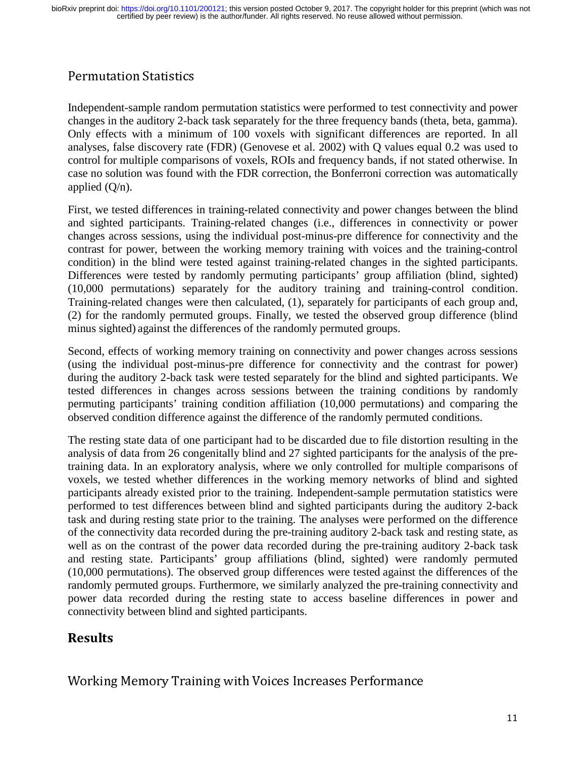## Permutation Statistics

Independent-sample random permutation statistics were performed to test connectivity and power changes in the auditory 2-back task separately for the three frequency bands (theta, beta, gamma). Only effects with a minimum of 100 voxels with significant differences are reported. In all analyses, false discovery rate (FDR) (Genovese et al. 2002) with Q values equal 0.2 was used to control for multiple comparisons of voxels, ROIs and frequency bands, if not stated otherwise. In case no solution was found with the FDR correction, the Bonferroni correction was automatically applied (Q/n).

First, we tested differences in training-related connectivity and power changes between the blind and sighted participants. Training-related changes (i.e., differences in connectivity or power changes across sessions, using the individual post-minus-pre difference for connectivity and the contrast for power, between the working memory training with voices and the training-control condition) in the blind were tested against training-related changes in the sighted participants. Differences were tested by randomly permuting participants' group affiliation (blind, sighted) (10,000 permutations) separately for the auditory training and training-control condition. Training-related changes were then calculated, (1), separately for participants of each group and, (2) for the randomly permuted groups. Finally, we tested the observed group difference (blind minus sighted) against the differences of the randomly permuted groups.

Second, effects of working memory training on connectivity and power changes across sessions (using the individual post-minus-pre difference for connectivity and the contrast for power) during the auditory 2-back task were tested separately for the blind and sighted participants. We tested differences in changes across sessions between the training conditions by randomly permuting participants' training condition affiliation (10,000 permutations) and comparing the observed condition difference against the difference of the randomly permuted conditions.

The resting state data of one participant had to be discarded due to file distortion resulting in the analysis of data from 26 congenitally blind and 27 sighted participants for the analysis of the pre-training data. In an exploratory analysis, where we only controlled for multiple comparisons of voxels, we tested whether differences in the working memory networks of blind and sighted participants already existed prior to the training. Independent-sample permutation statistics were performed to test differences between blind and sighted participants during the auditory 2-back task and during resting state prior to the training. The analyses were performed on the difference of the connectivity data recorded during the pre-training auditory 2-back task and resting state, as well as on the contrast of the power data recorded during the pre-training auditory 2-back task and resting state. Participants' group affiliations (blind, sighted) were randomly permuted (10,000 permutations). The observed group differences were tested against the differences of the randomly permuted groups. Furthermore, we similarly analyzed the pre-training connectivity and power data recorded during the resting state to access baseline differences in power and connectivity between blind and sighted participants.

# Results

## Working Memory Training with Voices Increases Performance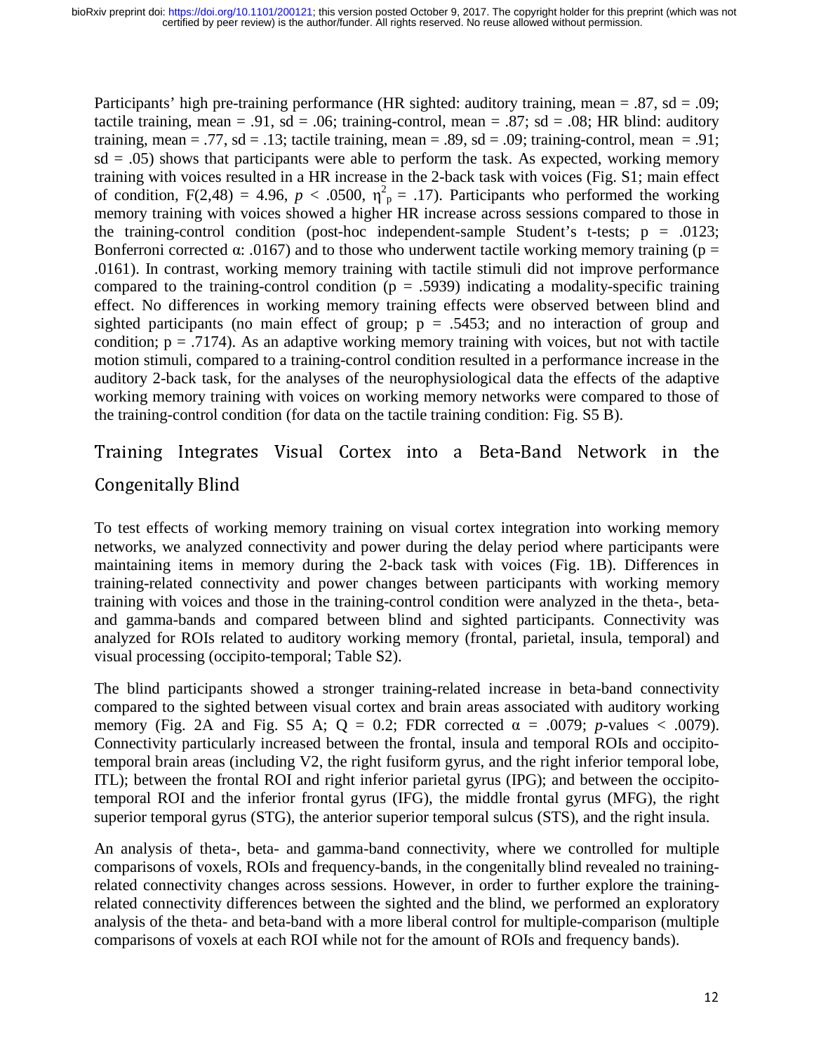Participants' high pre-training performance (HR sighted: auditory training, mean = .87, sd = .09; tactile training, mean = .91, sd = .06; training-control, mean = .87; sd = .08; HR blind: auditory training, mean = .77, sd = .13; tactile training, mean = .89, sd = .09; training-control, mean = .91; sd = .05) shows that participants were able to perform the task. As expected, working memory training with voices resulted in a HR increase in the 2-back task with voices (Fig. S1; main effect of condition, $F(2,48) = 4.96$, $p < .0500$, $\eta^2_p = .17$). Participants who performed the working memory training with voices showed a higher HR increase across sessions compared to those in the training-control condition (post-hoc independent-sample Student's t-tests; $p = .0123$; Bonferroni corrected $\alpha$: .0167) and to those who underwent tactile working memory training ($p = .0161$). In contrast, working memory training with tactile stimuli did not improve performance compared to the training-control condition ($p = .5939$) indicating a modality-specific training effect. No differences in working memory training effects were observed between blind and sighted participants (no main effect of group; $p = .5453$; and no interaction of group and condition; $p = .7174$). As an adaptive working memory training with voices, but not with tactile motion stimuli, compared to a training-control condition resulted in a performance increase in the auditory 2-back task, for the analyses of the neurophysiological data the effects of the adaptive working memory training with voices on working memory networks were compared to those of the training-control condition (for data on the tactile training condition: Fig. S5 B).

## Training Integrates Visual Cortex into a Beta-Band Network in the Congenitally Blind

To test effects of working memory training on visual cortex integration into working memory networks, we analyzed connectivity and power during the delay period where participants were maintaining items in memory during the 2-back task with voices (Fig. 1B). Differences in training-related connectivity and power changes between participants with working memory training with voices and those in the training-control condition were analyzed in the theta-, beta- and gamma-bands and compared between blind and sighted participants. Connectivity was analyzed for ROIs related to auditory working memory (frontal, parietal, insula, temporal) and visual processing (occipito-temporal; Table S2).

The blind participants showed a stronger training-related increase in beta-band connectivity compared to the sighted between visual cortex and brain areas associated with auditory working memory (Fig. 2A and Fig. S5 A; $Q = 0.2$; FDR corrected $\alpha = .0079$; $p$-values $< .0079$). Connectivity particularly increased between the frontal, insula and temporal ROIs and occipito-temporal brain areas (including V2, the right fusiform gyrus, and the right inferior temporal lobe, ITL); between the frontal ROI and right inferior parietal gyrus (IPG); and between the occipito-temporal ROI and the inferior frontal gyrus (IFG), the middle frontal gyrus (MFG), the right superior temporal gyrus (STG), the anterior superior temporal sulcus (STS), and the right insula.

An analysis of theta-, beta- and gamma-band connectivity, where we controlled for multiple comparisons of voxels, ROIs and frequency-bands, in the congenitally blind revealed no training-related connectivity changes across sessions. However, in order to further explore the training-related connectivity differences between the sighted and the blind, we performed an exploratory analysis of the theta- and beta-band with a more liberal control for multiple-comparison (multiple comparisons of voxels at each ROI while not for the amount of ROIs and frequency bands).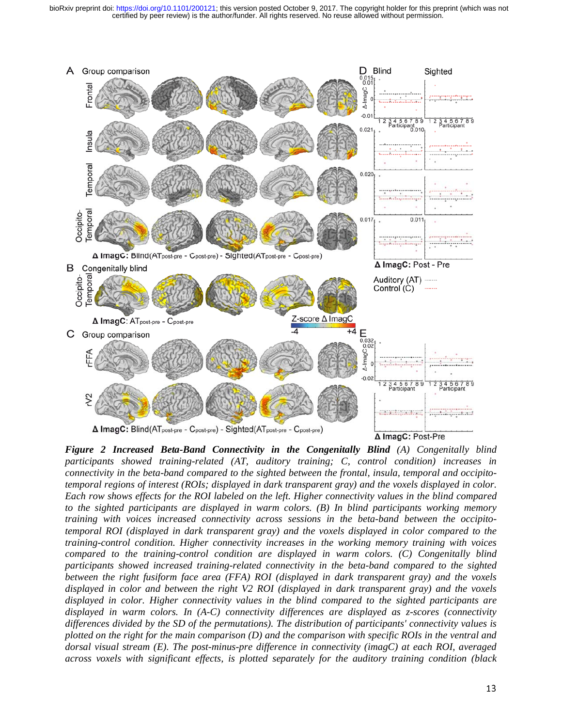*Figure 2* ***Increased Beta-Band Connectivity in the Congenitally Blind*** *(A) Congenitally blind participants showed training-related (AT, auditory training; C, control condition) increases in connectivity in the beta-band compared to the sighted between the frontal, insula, temporal and occipito-temporal regions of interest (ROIs; displayed in dark transparent gray) and the voxels displayed in color. Each row shows effects for the ROI labeled on the left. Higher connectivity values in the blind compared to the sighted participants are displayed in warm colors. (B) In blind participants working memory training with voices increased connectivity across sessions in the beta-band between the occipito-temporal ROI (displayed in dark transparent gray) and the voxels displayed in color compared to the training-control condition. Higher connectivity increases in the working memory training with voices compared to the training-control condition are displayed in warm colors. (C) Congenitally blind participants showed increased training-related connectivity in the beta-band compared to the sighted between the right fusiform face area (FFA) ROI (displayed in dark transparent gray) and the voxels displayed in color and between the right V2 ROI (displayed in dark transparent gray) and the voxels displayed in color. Higher connectivity values in the blind compared to the sighted participants are displayed in warm colors. In (A-C) connectivity differences are displayed as z-scores (connectivity differences divided by the SD of the permutations). The distribution of participants' connectivity values is plotted on the right for the main comparison (D) and the comparison with specific ROIs in the ventral and dorsal visual stream (E). The post-minus-pre difference in connectivity (imagC) at each ROI, averaged across voxels with significant effects, is plotted separately for the auditory training condition (black*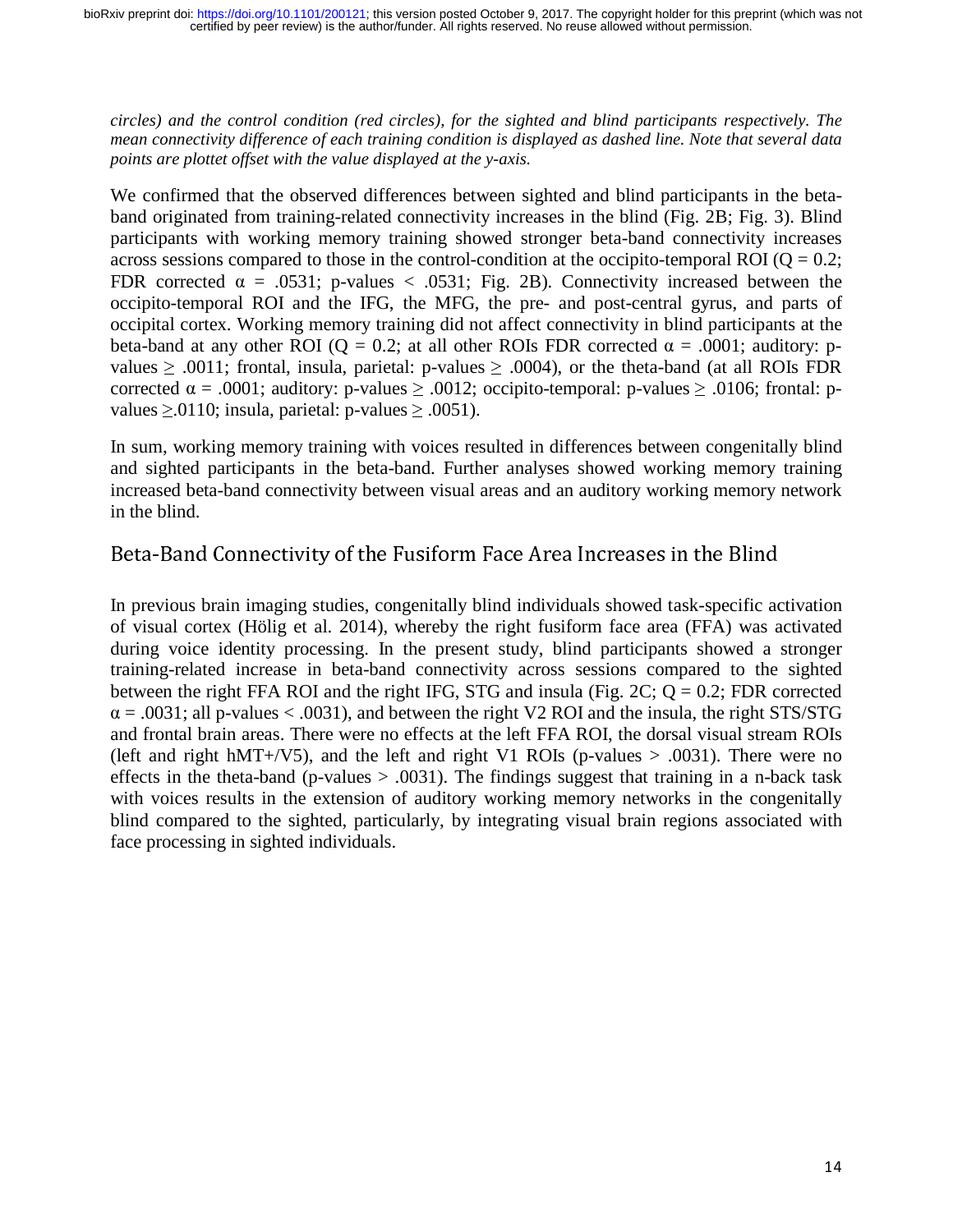*circles) and the control condition (red circles), for the sighted and blind participants respectively. The mean connectivity difference of each training condition is displayed as dashed line. Note that several data points are plottet offset with the value displayed at the y-axis.*

We confirmed that the observed differences between sighted and blind participants in the beta-band originated from training-related connectivity increases in the blind (Fig. 2B; Fig. 3). Blind participants with working memory training showed stronger beta-band connectivity increases across sessions compared to those in the control-condition at the occipito-temporal ROI ($Q = 0.2$; FDR corrected $\alpha = .0531$; p-values $< .0531$; Fig. 2B). Connectivity increased between the occipito-temporal ROI and the IFG, the MFG, the pre- and post-central gyrus, and parts of occipital cortex. Working memory training did not affect connectivity in blind participants at the beta-band at any other ROI ($Q = 0.2$; at all other ROIs FDR corrected $\alpha = .0001$; auditory: p-values $\geq .0011$; frontal, insula, parietal: p-values $\geq .0004$), or the theta-band (at all ROIs FDR corrected $\alpha = .0001$; auditory: p-values $\geq .0012$; occipito-temporal: p-values $\geq .0106$; frontal: p-values $\geq .0110$; insula, parietal: p-values $\geq .0051$).

In sum, working memory training with voices resulted in differences between congenitally blind and sighted participants in the beta-band. Further analyses showed working memory training increased beta-band connectivity between visual areas and an auditory working memory network in the blind.

## Beta-Band Connectivity of the Fusiform Face Area Increases in the Blind

In previous brain imaging studies, congenitally blind individuals showed task-specific activation of visual cortex (Hölig et al. 2014), whereby the right fusiform face area (FFA) was activated during voice identity processing. In the present study, blind participants showed a stronger training-related increase in beta-band connectivity across sessions compared to the sighted between the right FFA ROI and the right IFG, STG and insula (Fig. 2C; $Q = 0.2$; FDR corrected $\alpha = .0031$; all p-values $< .0031$), and between the right V2 ROI and the insula, the right STS/STG and frontal brain areas. There were no effects at the left FFA ROI, the dorsal visual stream ROIs (left and right hMT+/V5), and the left and right V1 ROIs (p-values $> .0031$). There were no effects in the theta-band (p-values $> .0031$). The findings suggest that training in a n-back task with voices results in the extension of auditory working memory networks in the congenitally blind compared to the sighted, particularly, by integrating visual brain regions associated with face processing in sighted individuals.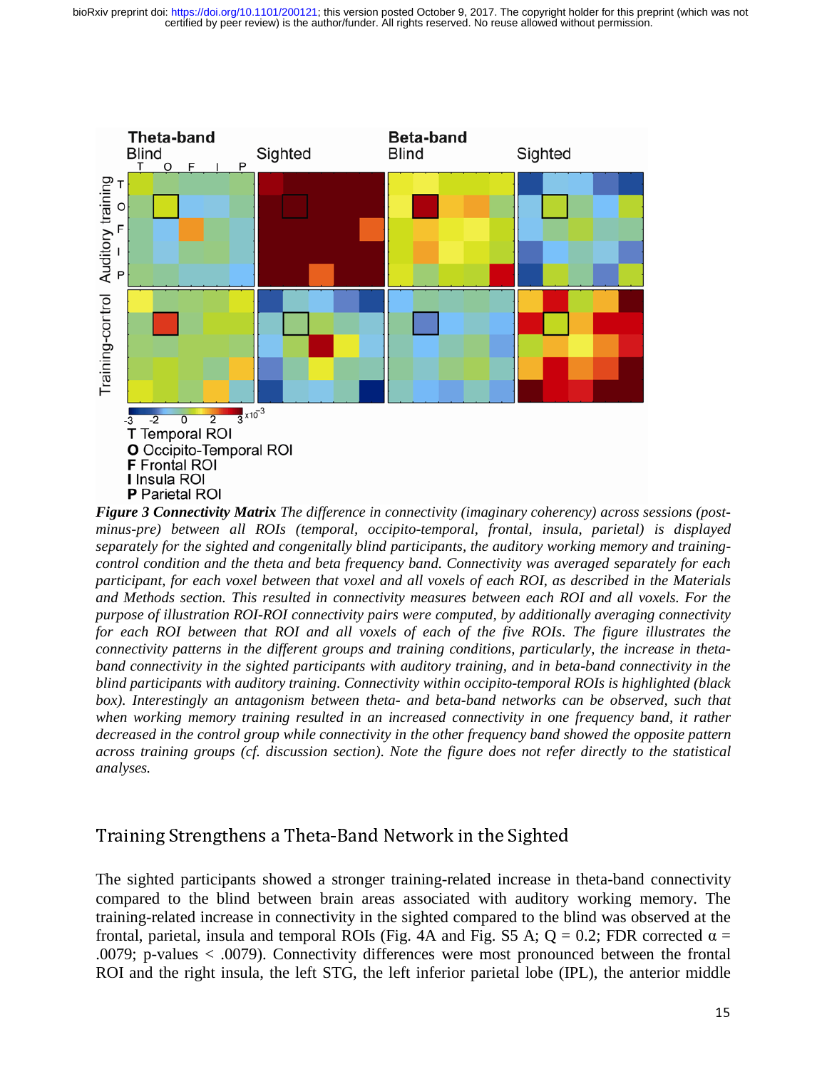*Figure 3 Connectivity Matrix* *The difference in connectivity (imaginary coherency) across sessions (post-minus-pre) between all ROIs (temporal, occipito-temporal, frontal, insula, parietal) is displayed separately for the sighted and congenitally blind participants, the auditory working memory and training-control condition and the theta and beta frequency band. Connectivity was averaged separately for each participant, for each voxel between that voxel and all voxels of each ROI, as described in the Materials and Methods section. This resulted in connectivity measures between each ROI and all voxels. For the purpose of illustration ROI-ROI connectivity pairs were computed, by additionally averaging connectivity for each ROI between that ROI and all voxels of each of the five ROIs. The figure illustrates the connectivity patterns in the different groups and training conditions, particularly, the increase in theta-band connectivity in the sighted participants with auditory training, and in beta-band connectivity in the blind participants with auditory training. Connectivity within occipito-temporal ROIs is highlighted (black box). Interestingly an antagonism between theta- and beta-band networks can be observed, such that when working memory training resulted in an increased connectivity in one frequency band, it rather decreased in the control group while connectivity in the other frequency band showed the opposite pattern across training groups (cf. discussion section). Note the figure does not refer directly to the statistical analyses.*

## Training Strengthens a Theta-Band Network in the Sighted

The sighted participants showed a stronger training-related increase in theta-band connectivity compared to the blind between brain areas associated with auditory working memory. The training-related increase in connectivity in the sighted compared to the blind was observed at the frontal, parietal, insula and temporal ROIs (Fig. 4A and Fig. S5 A; Q = 0.2; FDR corrected $\alpha$ = .0079; p-values < .0079). Connectivity differences were most pronounced between the frontal ROI and the right insula, the left STG, the left inferior parietal lobe (IPL), the anterior middle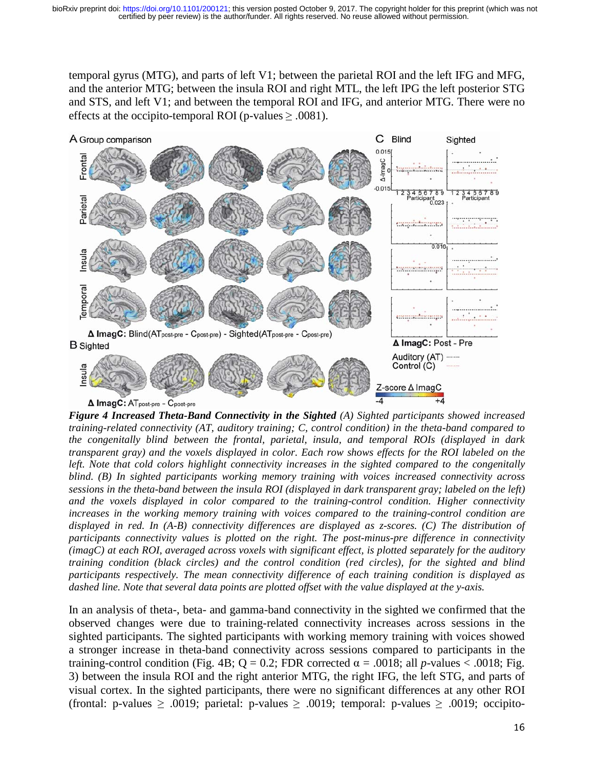temporal gyrus (MTG), and parts of left V1; between the parietal ROI and the left IFG and MFG, and the anterior MTG; between the insula ROI and right MTL, the left IPG the left posterior STG and STS, and left V1; and between the temporal ROI and IFG, and anterior MTG. There were no effects at the occipito-temporal ROI (p-values ≥ .0081).

***Figure 4 Increased Theta-Band Connectivity in the Sighted*** *(A) Sighted participants showed increased training-related connectivity (AT, auditory training; C, control condition) in the theta-band compared to the congenitally blind between the frontal, parietal, insula, and temporal ROIs (displayed in dark transparent gray) and the voxels displayed in color. Each row shows effects for the ROI labeled on the left. Note that cold colors highlight connectivity increases in the sighted compared to the congenitally blind. (B) In sighted participants working memory training with voices increased connectivity across sessions in the theta-band between the insula ROI (displayed in dark transparent gray; labeled on the left) and the voxels displayed in color compared to the training-control condition. Higher connectivity increases in the working memory training with voices compared to the training-control condition are displayed in red. In (A-B) connectivity differences are displayed as z-scores. (C) The distribution of participants connectivity values is plotted on the right. The post-minus-pre difference in connectivity (imagC) at each ROI, averaged across voxels with significant effect, is plotted separately for the auditory training condition (black circles) and the control condition (red circles), for the sighted and blind participants respectively. The mean connectivity difference of each training condition is displayed as dashed line. Note that several data points are plotted offset with the value displayed at the y-axis.*

In an analysis of theta-, beta- and gamma-band connectivity in the sighted we confirmed that the observed changes were due to training-related connectivity increases across sessions in the sighted participants. The sighted participants with working memory training with voices showed a stronger increase in theta-band connectivity across sessions compared to participants in the training-control condition (Fig. 4B; Q = 0.2; FDR corrected $\alpha = .0018$; all $p$-values < .0018; Fig. 3) between the insula ROI and the right anterior MTG, the right IFG, the left STG, and parts of visual cortex. In the sighted participants, there were no significant differences at any other ROI (frontal: p-values ≥ .0019; parietal: p-values ≥ .0019; temporal: p-values ≥ .0019; occipito-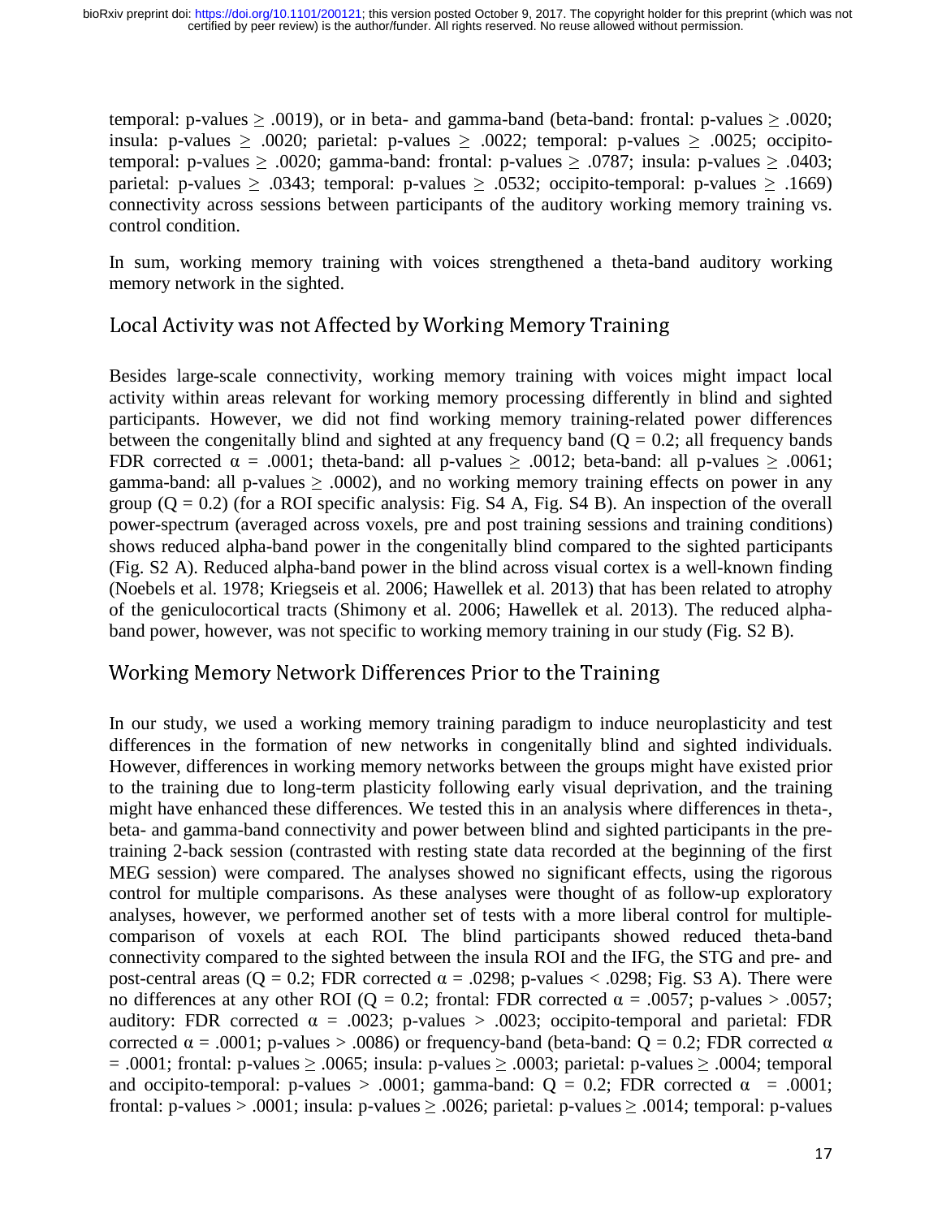temporal: p-values $\geq$ .0019), or in beta- and gamma-band (beta-band: frontal: p-values $\geq$ .0020; insula: p-values $\geq$ .0020; parietal: p-values $\geq$ .0022; temporal: p-values $\geq$ .0025; occipito-temporal: p-values $\geq$ .0020; gamma-band: frontal: p-values $\geq$ .0787; insula: p-values $\geq$ .0403; parietal: p-values $\geq$ .0343; temporal: p-values $\geq$ .0532; occipito-temporal: p-values $\geq$ .1669) connectivity across sessions between participants of the auditory working memory training vs. control condition.

In sum, working memory training with voices strengthened a theta-band auditory working memory network in the sighted.

## Local Activity was not Affected by Working Memory Training

Besides large-scale connectivity, working memory training with voices might impact local activity within areas relevant for working memory processing differently in blind and sighted participants. However, we did not find working memory training-related power differences between the congenitally blind and sighted at any frequency band ($Q = 0.2$; all frequency bands FDR corrected $\alpha$ = .0001; theta-band: all p-values $\geq$ .0012; beta-band: all p-values $\geq$ .0061; gamma-band: all p-values $\geq$ .0002), and no working memory training effects on power in any group ($Q = 0.2$) (for a ROI specific analysis: Fig. S4 A, Fig. S4 B). An inspection of the overall power-spectrum (averaged across voxels, pre and post training sessions and training conditions) shows reduced alpha-band power in the congenitally blind compared to the sighted participants (Fig. S2 A). Reduced alpha-band power in the blind across visual cortex is a well-known finding (Noebels et al. 1978; Kriegseis et al. 2006; Hawellek et al. 2013) that has been related to atrophy of the geniculocortical tracts (Shimony et al. 2006; Hawellek et al. 2013). The reduced alpha-band power, however, was not specific to working memory training in our study (Fig. S2 B).

## Working Memory Network Differences Prior to the Training

In our study, we used a working memory training paradigm to induce neuroplasticity and test differences in the formation of new networks in congenitally blind and sighted individuals. However, differences in working memory networks between the groups might have existed prior to the training due to long-term plasticity following early visual deprivation, and the training might have enhanced these differences. We tested this in an analysis where differences in theta-, beta- and gamma-band connectivity and power between blind and sighted participants in the pre-training 2-back session (contrasted with resting state data recorded at the beginning of the first MEG session) were compared. The analyses showed no significant effects, using the rigorous control for multiple comparisons. As these analyses were thought of as follow-up exploratory analyses, however, we performed another set of tests with a more liberal control for multiple-comparison of voxels at each ROI. The blind participants showed reduced theta-band connectivity compared to the sighted between the insula ROI and the IFG, the STG and pre- and post-central areas ($Q = 0.2$; FDR corrected $\alpha$ = .0298; p-values < .0298; Fig. S3 A). There were no differences at any other ROI ($Q = 0.2$; frontal: FDR corrected $\alpha$ = .0057; p-values > .0057; auditory: FDR corrected $\alpha$ = .0023; p-values > .0023; occipito-temporal and parietal: FDR corrected $\alpha$ = .0001; p-values > .0086) or frequency-band (beta-band: $Q = 0.2$; FDR corrected $\alpha$ = .0001; frontal: p-values $\geq$ .0065; insula: p-values $\geq$ .0003; parietal: p-values $\geq$ .0004; temporal and occipito-temporal: p-values > .0001; gamma-band: $Q = 0.2$; FDR corrected $\alpha$ = .0001; frontal: p-values > .0001; insula: p-values $\geq$ .0026; parietal: p-values $\geq$ .0014; temporal: p-values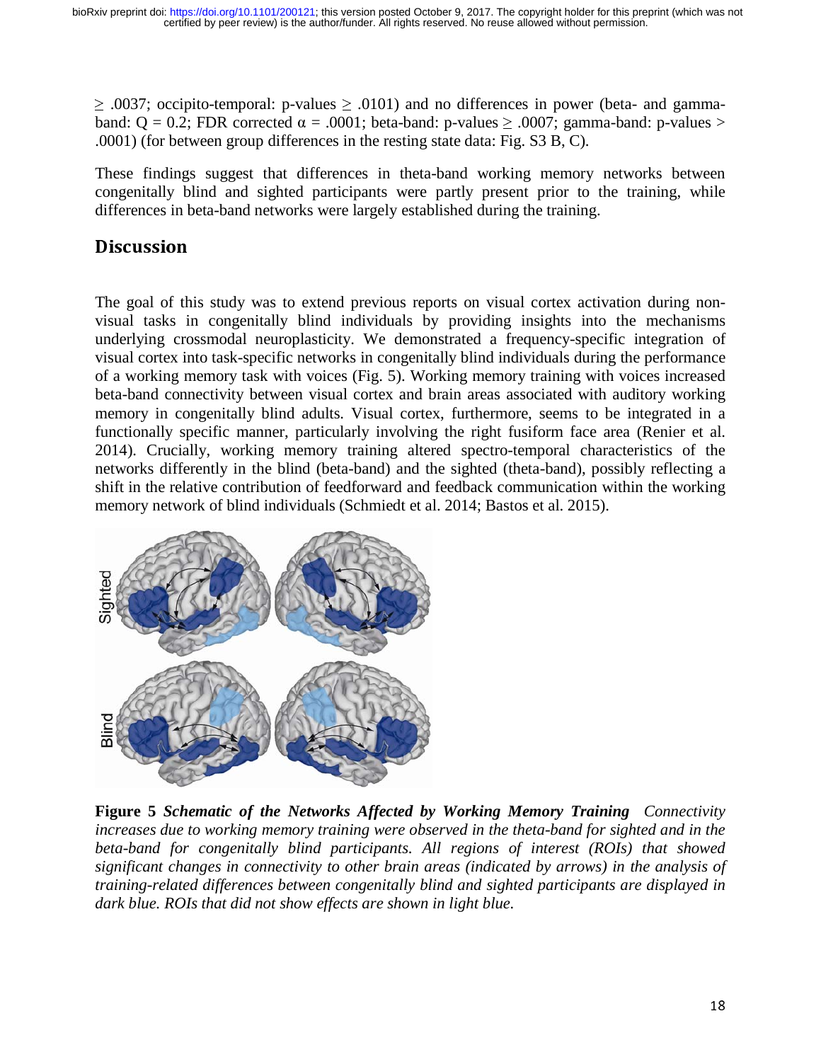$\geq$ .0037; occipito-temporal: p-values $\geq$ .0101) and no differences in power (beta- and gamma-band: Q = 0.2; FDR corrected $\alpha$ = .0001; beta-band: p-values $\geq$ .0007; gamma-band: p-values > .0001) (for between group differences in the resting state data: Fig. S3 B, C).

These findings suggest that differences in theta-band working memory networks between congenitally blind and sighted participants were partly present prior to the training, while differences in beta-band networks were largely established during the training.

## Discussion

The goal of this study was to extend previous reports on visual cortex activation during non-visual tasks in congenitally blind individuals by providing insights into the mechanisms underlying crossmodal neuroplasticity. We demonstrated a frequency-specific integration of visual cortex into task-specific networks in congenitally blind individuals during the performance of a working memory task with voices (Fig. 5). Working memory training with voices increased beta-band connectivity between visual cortex and brain areas associated with auditory working memory in congenitally blind adults. Visual cortex, furthermore, seems to be integrated in a functionally specific manner, particularly involving the right fusiform face area (Renier et al. 2014). Crucially, working memory training altered spectro-temporal characteristics of the networks differently in the blind (beta-band) and the sighted (theta-band), possibly reflecting a shift in the relative contribution of feedforward and feedback communication within the working memory network of blind individuals (Schmiedt et al. 2014; Bastos et al. 2015).

**Figure 5** ***Schematic of the Networks Affected by Working Memory Training*** *Connectivity increases due to working memory training were observed in the theta-band for sighted and in the beta-band for congenitally blind participants. All regions of interest (ROIs) that showed significant changes in connectivity to other brain areas (indicated by arrows) in the analysis of training-related differences between congenitally blind and sighted participants are displayed in dark blue. ROIs that did not show effects are shown in light blue.*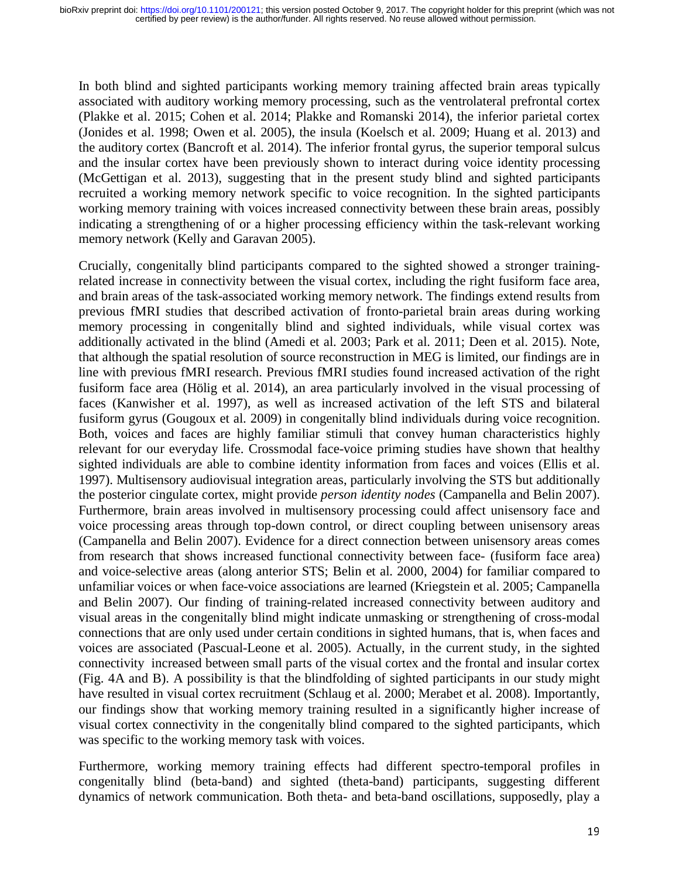In both blind and sighted participants working memory training affected brain areas typically associated with auditory working memory processing, such as the ventrolateral prefrontal cortex (Plakke et al. 2015; Cohen et al. 2014; Plakke and Romanski 2014), the inferior parietal cortex (Jonides et al. 1998; Owen et al. 2005), the insula (Koelsch et al. 2009; Huang et al. 2013) and the auditory cortex (Bancroft et al. 2014). The inferior frontal gyrus, the superior temporal sulcus and the insular cortex have been previously shown to interact during voice identity processing (McGettigan et al. 2013), suggesting that in the present study blind and sighted participants recruited a working memory network specific to voice recognition. In the sighted participants working memory training with voices increased connectivity between these brain areas, possibly indicating a strengthening of or a higher processing efficiency within the task-relevant working memory network (Kelly and Garavan 2005).

Crucially, congenitally blind participants compared to the sighted showed a stronger training-related increase in connectivity between the visual cortex, including the right fusiform face area, and brain areas of the task-associated working memory network. The findings extend results from previous fMRI studies that described activation of fronto-parietal brain areas during working memory processing in congenitally blind and sighted individuals, while visual cortex was additionally activated in the blind (Amedi et al. 2003; Park et al. 2011; Deen et al. 2015). Note, that although the spatial resolution of source reconstruction in MEG is limited, our findings are in line with previous fMRI research. Previous fMRI studies found increased activation of the right fusiform face area (Hölig et al. 2014), an area particularly involved in the visual processing of faces (Kanwisher et al. 1997), as well as increased activation of the left STS and bilateral fusiform gyrus (Gougoux et al. 2009) in congenitally blind individuals during voice recognition. Both, voices and faces are highly familiar stimuli that convey human characteristics highly relevant for our everyday life. Crossmodal face-voice priming studies have shown that healthy sighted individuals are able to combine identity information from faces and voices (Ellis et al. 1997). Multisensory audiovisual integration areas, particularly involving the STS but additionally the posterior cingulate cortex, might provide *person identity nodes* (Campanella and Belin 2007). Furthermore, brain areas involved in multisensory processing could affect unisensory face and voice processing areas through top-down control, or direct coupling between unisensory areas (Campanella and Belin 2007). Evidence for a direct connection between unisensory areas comes from research that shows increased functional connectivity between face- (fusiform face area) and voice-selective areas (along anterior STS; Belin et al. 2000, 2004) for familiar compared to unfamiliar voices or when face-voice associations are learned (Kriegstein et al. 2005; Campanella and Belin 2007). Our finding of training-related increased connectivity between auditory and visual areas in the congenitally blind might indicate unmasking or strengthening of cross-modal connections that are only used under certain conditions in sighted humans, that is, when faces and voices are associated (Pascual-Leone et al. 2005). Actually, in the current study, in the sighted connectivity increased between small parts of the visual cortex and the frontal and insular cortex (Fig. 4A and B). A possibility is that the blindfolding of sighted participants in our study might have resulted in visual cortex recruitment (Schlaug et al. 2000; Merabet et al. 2008). Importantly, our findings show that working memory training resulted in a significantly higher increase of visual cortex connectivity in the congenitally blind compared to the sighted participants, which was specific to the working memory task with voices.

Furthermore, working memory training effects had different spectro-temporal profiles in congenitally blind (beta-band) and sighted (theta-band) participants, suggesting different dynamics of network communication. Both theta- and beta-band oscillations, supposedly, play a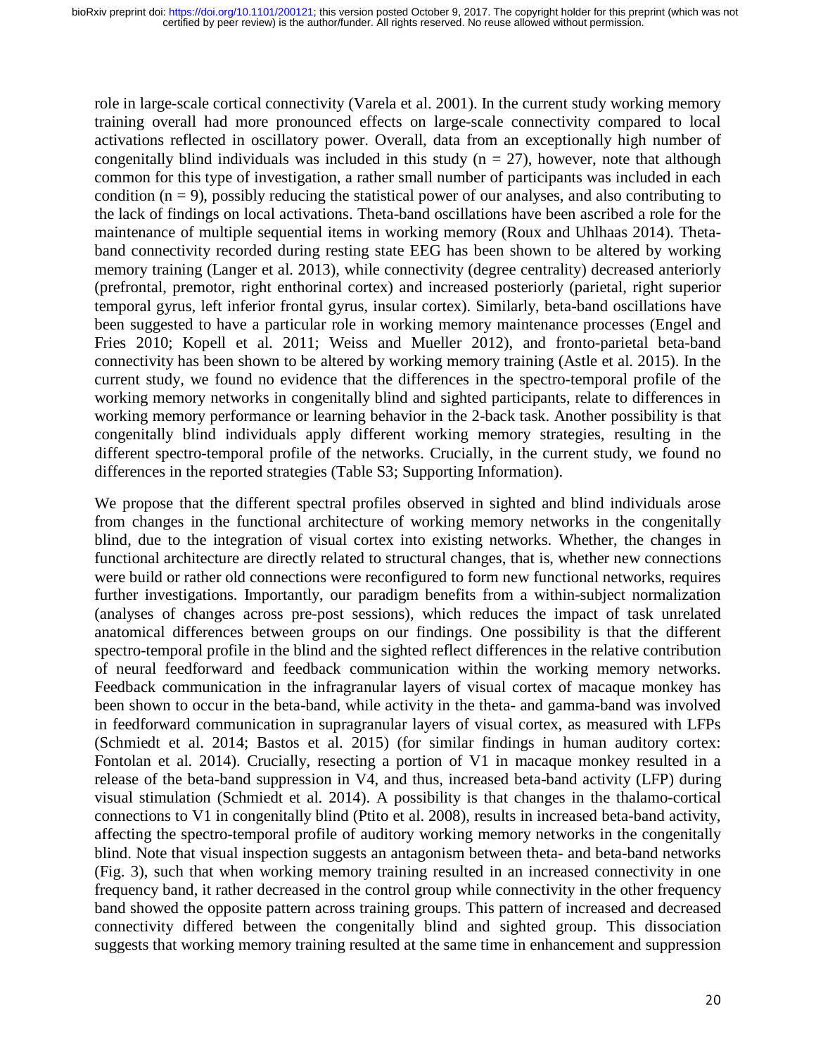role in large-scale cortical connectivity (Varela et al. 2001). In the current study working memory training overall had more pronounced effects on large-scale connectivity compared to local activations reflected in oscillatory power. Overall, data from an exceptionally high number of congenitally blind individuals was included in this study ($n = 27$), however, note that although common for this type of investigation, a rather small number of participants was included in each condition ($n = 9$), possibly reducing the statistical power of our analyses, and also contributing to the lack of findings on local activations. Theta-band oscillations have been ascribed a role for the maintenance of multiple sequential items in working memory (Roux and Uhlhaas 2014). Theta-band connectivity recorded during resting state EEG has been shown to be altered by working memory training (Langer et al. 2013), while connectivity (degree centrality) decreased anteriorly (prefrontal, premotor, right enthorinal cortex) and increased posteriorly (parietal, right superior temporal gyrus, left inferior frontal gyrus, insular cortex). Similarly, beta-band oscillations have been suggested to have a particular role in working memory maintenance processes (Engel and Fries 2010; Kopell et al. 2011; Weiss and Mueller 2012), and fronto-parietal beta-band connectivity has been shown to be altered by working memory training (Astle et al. 2015). In the current study, we found no evidence that the differences in the spectro-temporal profile of the working memory networks in congenitally blind and sighted participants, relate to differences in working memory performance or learning behavior in the 2-back task. Another possibility is that congenitally blind individuals apply different working memory strategies, resulting in the different spectro-temporal profile of the networks. Crucially, in the current study, we found no differences in the reported strategies (Table S3; Supporting Information).

We propose that the different spectral profiles observed in sighted and blind individuals arose from changes in the functional architecture of working memory networks in the congenitally blind, due to the integration of visual cortex into existing networks. Whether, the changes in functional architecture are directly related to structural changes, that is, whether new connections were build or rather old connections were reconfigured to form new functional networks, requires further investigations. Importantly, our paradigm benefits from a within-subject normalization (analyses of changes across pre-post sessions), which reduces the impact of task unrelated anatomical differences between groups on our findings. One possibility is that the different spectro-temporal profile in the blind and the sighted reflect differences in the relative contribution of neural feedforward and feedback communication within the working memory networks. Feedback communication in the infragranular layers of visual cortex of macaque monkey has been shown to occur in the beta-band, while activity in the theta- and gamma-band was involved in feedforward communication in supragranular layers of visual cortex, as measured with LFPs (Schmiedt et al. 2014; Bastos et al. 2015) (for similar findings in human auditory cortex: Fontolan et al. 2014). Crucially, resecting a portion of V1 in macaque monkey resulted in a release of the beta-band suppression in V4, and thus, increased beta-band activity (LFP) during visual stimulation (Schmiedt et al. 2014). A possibility is that changes in the thalamo-cortical connections to V1 in congenitally blind (Ptito et al. 2008), results in increased beta-band activity, affecting the spectro-temporal profile of auditory working memory networks in the congenitally blind. Note that visual inspection suggests an antagonism between theta- and beta-band networks (Fig. 3), such that when working memory training resulted in an increased connectivity in one frequency band, it rather decreased in the control group while connectivity in the other frequency band showed the opposite pattern across training groups. This pattern of increased and decreased connectivity differed between the congenitally blind and sighted group. This dissociation suggests that working memory training resulted at the same time in enhancement and suppression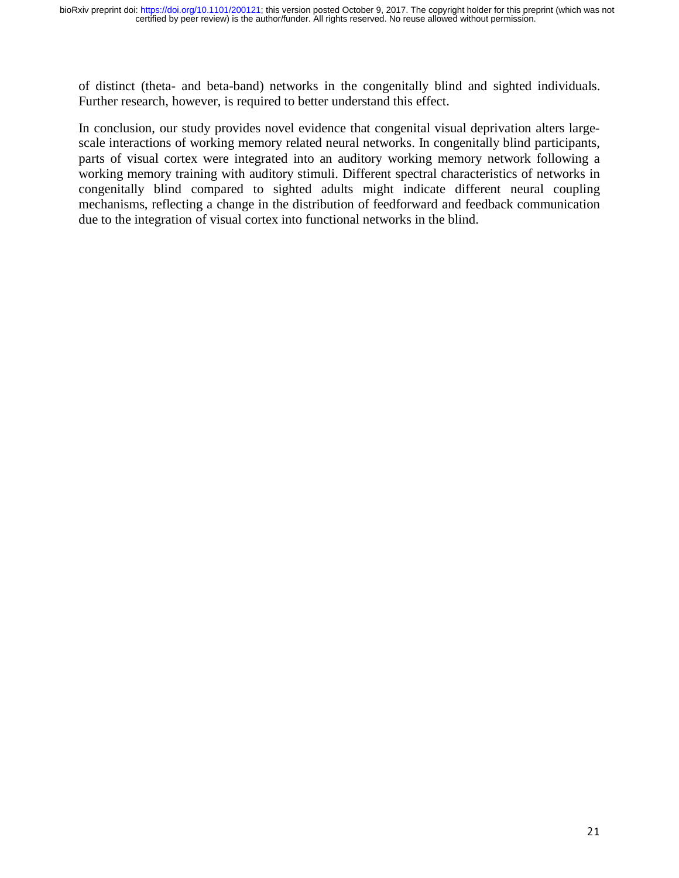of distinct (theta- and beta-band) networks in the congenitally blind and sighted individuals. Further research, however, is required to better understand this effect.

In conclusion, our study provides novel evidence that congenital visual deprivation alters large-scale interactions of working memory related neural networks. In congenitally blind participants, parts of visual cortex were integrated into an auditory working memory network following a working memory training with auditory stimuli. Different spectral characteristics of networks in congenitally blind compared to sighted adults might indicate different neural coupling mechanisms, reflecting a change in the distribution of feedforward and feedback communication due to the integration of visual cortex into functional networks in the blind.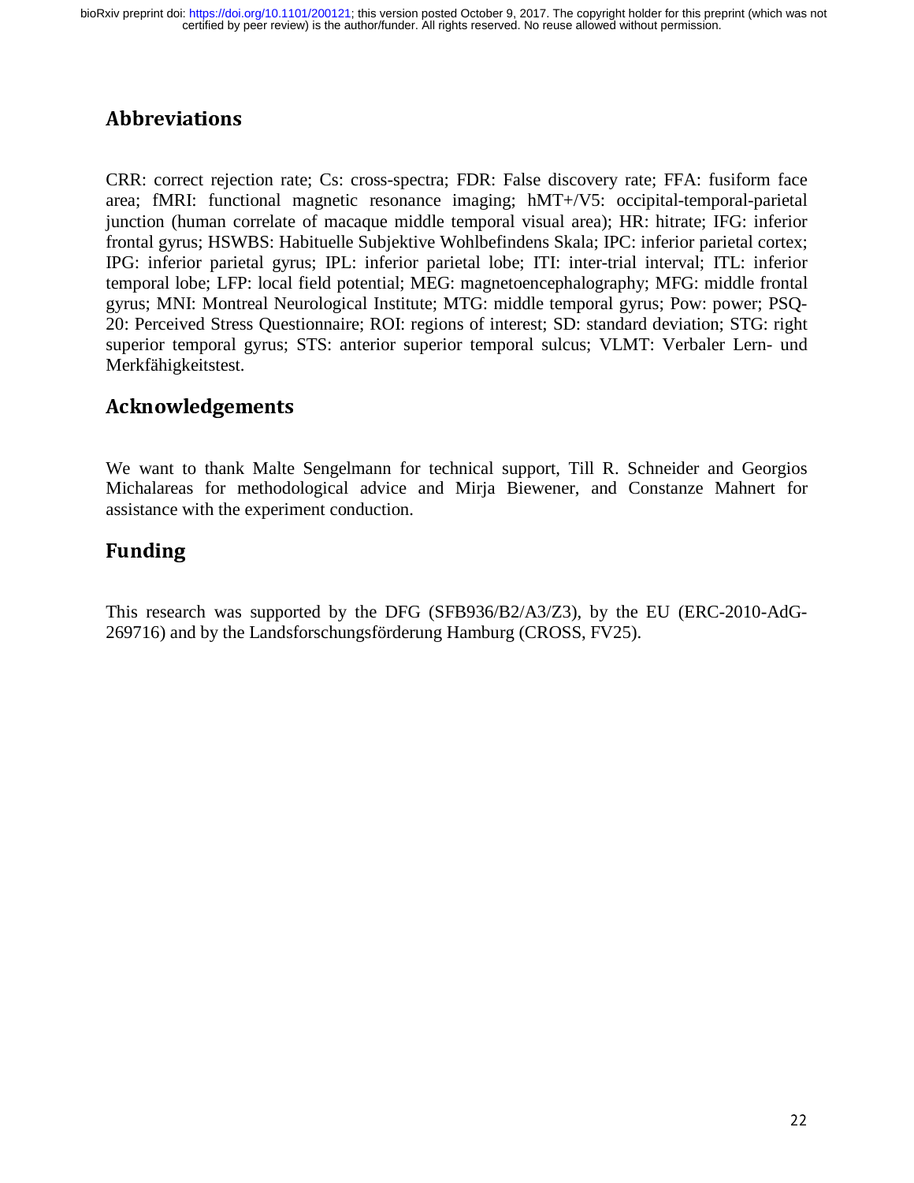## Abbreviations

CRR: correct rejection rate; Cs: cross-spectra; FDR: False discovery rate; FFA: fusiform face area; fMRI: functional magnetic resonance imaging; hMT+/V5: occipital-temporal-parietal junction (human correlate of macaque middle temporal visual area); HR: hitrate; IFG: inferior frontal gyrus; HSWBS: Habituelle Subjektive Wohlbefindens Skala; IPC: inferior parietal cortex; IPG: inferior parietal gyrus; IPL: inferior parietal lobe; ITI: inter-trial interval; ITL: inferior temporal lobe; LFP: local field potential; MEG: magnetoencephalography; MFG: middle frontal gyrus; MNI: Montreal Neurological Institute; MTG: middle temporal gyrus; Pow: power; PSQ-20: Perceived Stress Questionnaire; ROI: regions of interest; SD: standard deviation; STG: right superior temporal gyrus; STS: anterior superior temporal sulcus; VLMT: Verbaler Lern- und Merkfähigkeitstest.

## Acknowledgements

We want to thank Malte Sengelmann for technical support, Till R. Schneider and Georgios Michalareas for methodological advice and Mirja Biewener, and Constanze Mahnert for assistance with the experiment conduction.

## Funding

This research was supported by the DFG (SFB936/B2/A3/Z3), by the EU (ERC-2010-AdG-269716) and by the Landsforschungsförderung Hamburg (CROSS, FV25).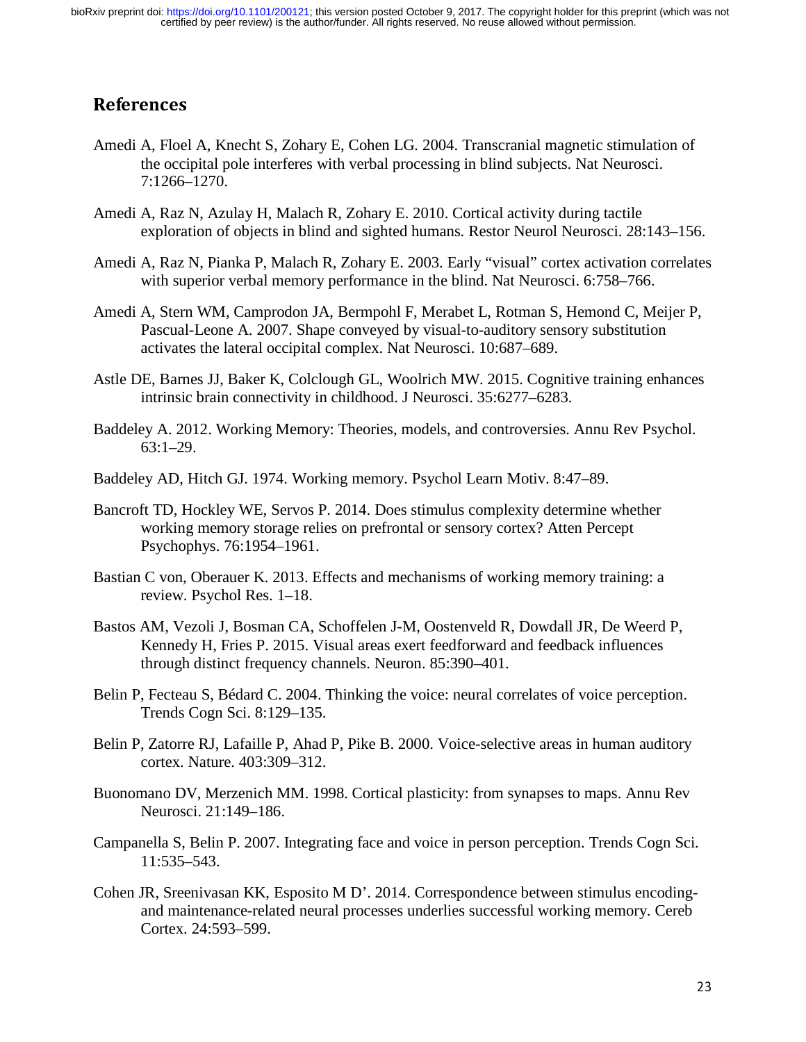## References

Amedi A, Floel A, Knecht S, Zohary E, Cohen LG. 2004. Transcranial magnetic stimulation of the occipital pole interferes with verbal processing in blind subjects. Nat Neurosci. 7:1266–1270.

Amedi A, Raz N, Azulay H, Malach R, Zohary E. 2010. Cortical activity during tactile exploration of objects in blind and sighted humans. Restor Neurol Neurosci. 28:143–156.

Amedi A, Raz N, Pianka P, Malach R, Zohary E. 2003. Early "visual" cortex activation correlates with superior verbal memory performance in the blind. Nat Neurosci. 6:758–766.

Amedi A, Stern WM, Camprodon JA, Bermpohl F, Merabet L, Rotman S, Hemond C, Meijer P, Pascual-Leone A. 2007. Shape conveyed by visual-to-auditory sensory substitution activates the lateral occipital complex. Nat Neurosci. 10:687–689.

Astle DE, Barnes JJ, Baker K, Colclough GL, Woolrich MW. 2015. Cognitive training enhances intrinsic brain connectivity in childhood. J Neurosci. 35:6277–6283.

Baddeley A. 2012. Working Memory: Theories, models, and controversies. Annu Rev Psychol. 63:1–29.

Baddeley AD, Hitch GJ. 1974. Working memory. Psychol Learn Motiv. 8:47–89.

Bancroft TD, Hockley WE, Servos P. 2014. Does stimulus complexity determine whether working memory storage relies on prefrontal or sensory cortex? Atten Percept Psychophys. 76:1954–1961.

Bastian C von, Oberauer K. 2013. Effects and mechanisms of working memory training: a review. Psychol Res. 1–18.

Bastos AM, Vezoli J, Bosman CA, Schoffelen J-M, Oostenveld R, Dowdall JR, De Weerd P, Kennedy H, Fries P. 2015. Visual areas exert feedforward and feedback influences through distinct frequency channels. Neuron. 85:390–401.

Belin P, Fecteau S, Bédard C. 2004. Thinking the voice: neural correlates of voice perception. Trends Cogn Sci. 8:129–135.

Belin P, Zatorre RJ, Lafaille P, Ahad P, Pike B. 2000. Voice-selective areas in human auditory cortex. Nature. 403:309–312.

Buonomano DV, Merzenich MM. 1998. Cortical plasticity: from synapses to maps. Annu Rev Neurosci. 21:149–186.

Campanella S, Belin P. 2007. Integrating face and voice in person perception. Trends Cogn Sci. 11:535–543.

Cohen JR, Sreenivasan KK, Esposito M D'. 2014. Correspondence between stimulus encoding- and maintenance-related neural processes underlies successful working memory. Cereb Cortex. 24:593–599.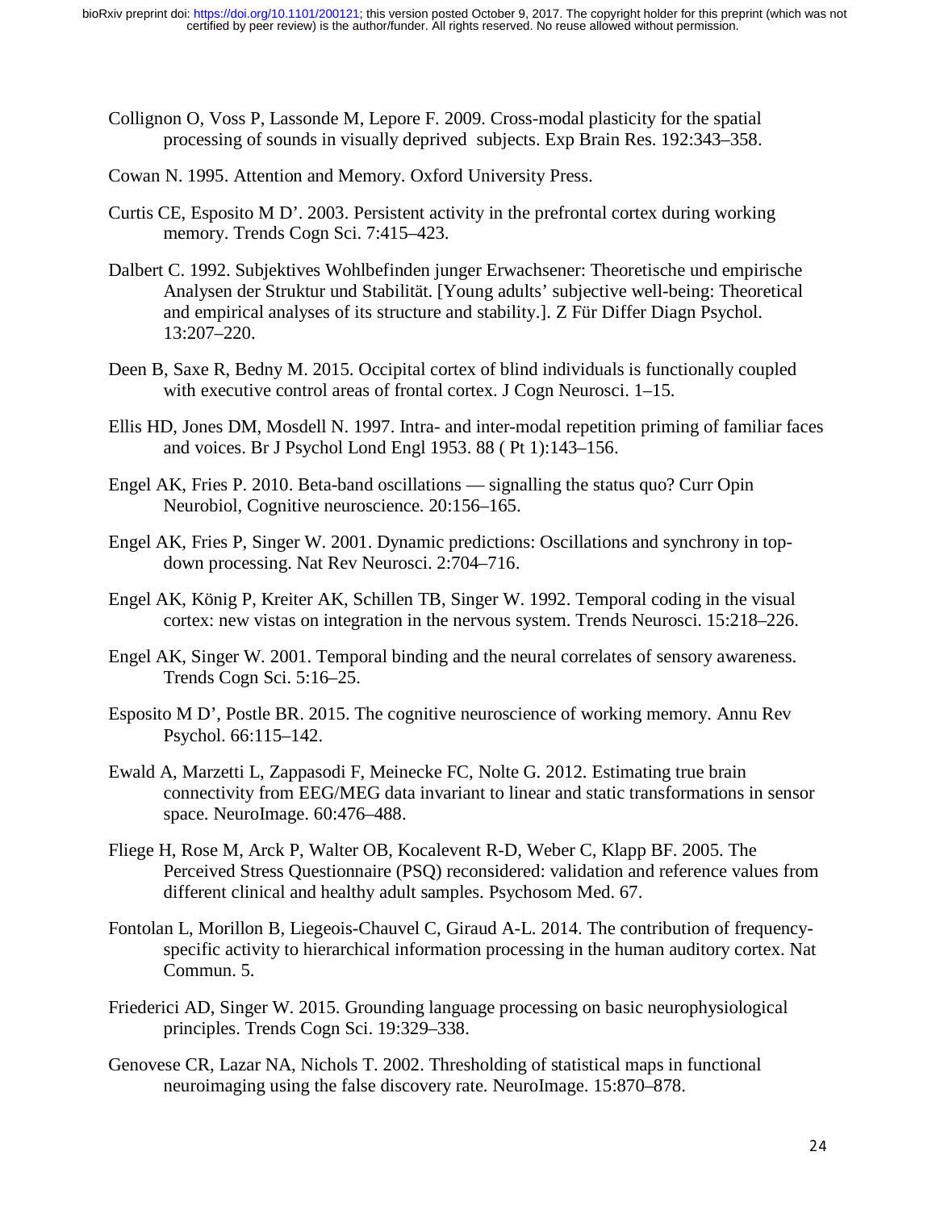Collignon O, Voss P, Lassonde M, Lepore F. 2009. Cross-modal plasticity for the spatial processing of sounds in visually deprived subjects. Exp Brain Res. 192:343–358.

Cowan N. 1995. Attention and Memory. Oxford University Press.

Curtis CE, Esposito M D'. 2003. Persistent activity in the prefrontal cortex during working memory. Trends Cogn Sci. 7:415–423.

Dalbert C. 1992. Subjektives Wohlbefinden junger Erwachsener: Theoretische und empirische Analysen der Struktur und Stabilität. [Young adults' subjective well-being: Theoretical and empirical analyses of its structure and stability.]. Z Für Differ Diagn Psychol. 13:207–220.

Deen B, Saxe R, Bedny M. 2015. Occipital cortex of blind individuals is functionally coupled with executive control areas of frontal cortex. J Cogn Neurosci. 1–15.

Ellis HD, Jones DM, Mosdell N. 1997. Intra- and inter-modal repetition priming of familiar faces and voices. Br J Psychol Lond Engl 1953. 88 ( Pt 1):143–156.

Engel AK, Fries P. 2010. Beta-band oscillations — signalling the status quo? Curr Opin Neurobiol, Cognitive neuroscience. 20:156–165.

Engel AK, Fries P, Singer W. 2001. Dynamic predictions: Oscillations and synchrony in top-down processing. Nat Rev Neurosci. 2:704–716.

Engel AK, König P, Kreiter AK, Schillen TB, Singer W. 1992. Temporal coding in the visual cortex: new vistas on integration in the nervous system. Trends Neurosci. 15:218–226.

Engel AK, Singer W. 2001. Temporal binding and the neural correlates of sensory awareness. Trends Cogn Sci. 5:16–25.

Esposito M D', Postle BR. 2015. The cognitive neuroscience of working memory. Annu Rev Psychol. 66:115–142.

Ewald A, Marzetti L, Zappasodi F, Meinecke FC, Nolte G. 2012. Estimating true brain connectivity from EEG/MEG data invariant to linear and static transformations in sensor space. NeuroImage. 60:476–488.

Fliege H, Rose M, Arck P, Walter OB, Kocalevent R-D, Weber C, Klapp BF. 2005. The Perceived Stress Questionnaire (PSQ) reconsidered: validation and reference values from different clinical and healthy adult samples. Psychosom Med. 67.

Fontolan L, Morillon B, Liegeois-Chauvel C, Giraud A-L. 2014. The contribution of frequency-specific activity to hierarchical information processing in the human auditory cortex. Nat Commun. 5.

Friederici AD, Singer W. 2015. Grounding language processing on basic neurophysiological principles. Trends Cogn Sci. 19:329–338.

Genovese CR, Lazar NA, Nichols T. 2002. Thresholding of statistical maps in functional neuroimaging using the false discovery rate. NeuroImage. 15:870–878.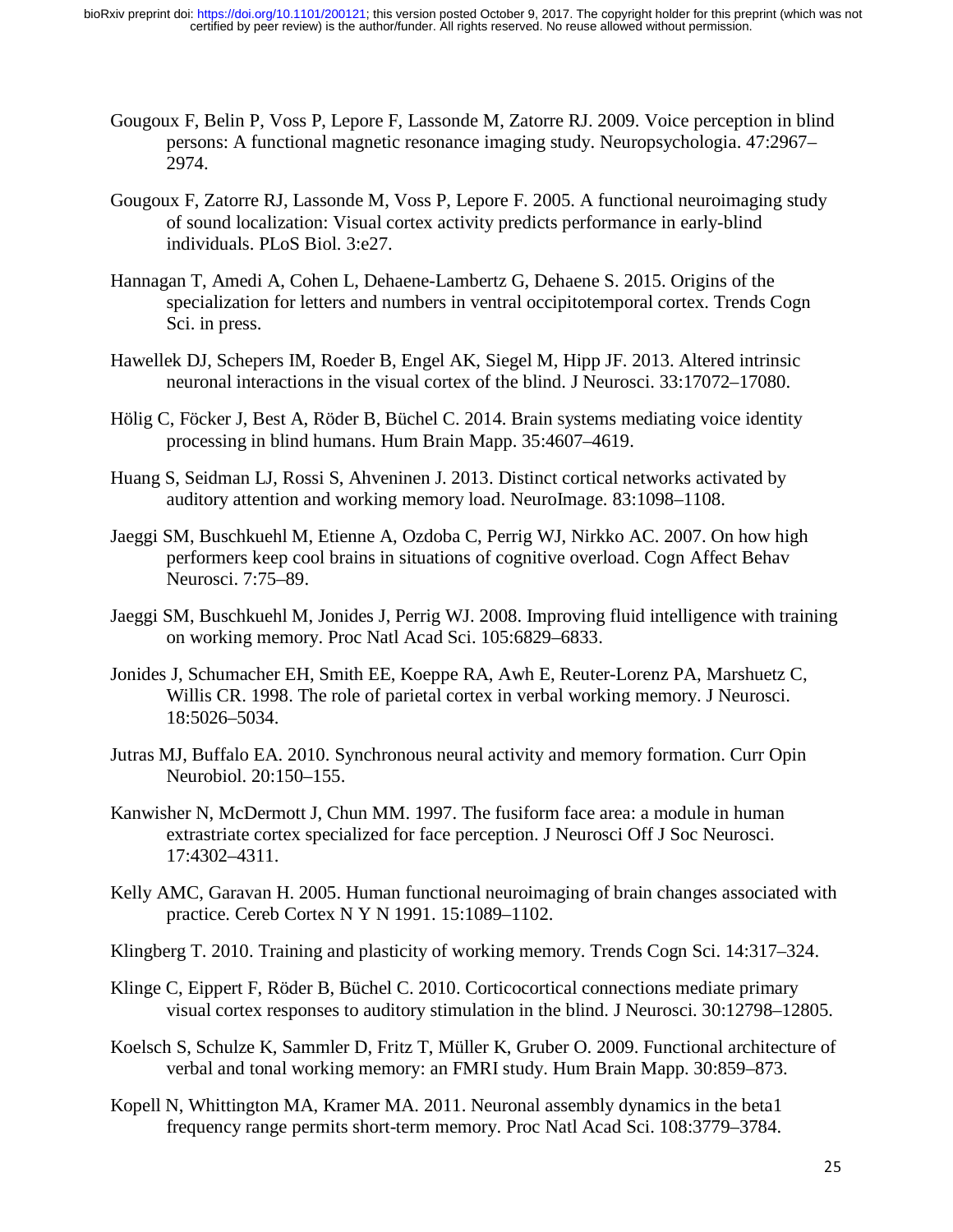Gougoux F, Belin P, Voss P, Lepore F, Lassonde M, Zatorre RJ. 2009. Voice perception in blind persons: A functional magnetic resonance imaging study. Neuropsychologia. 47:2967–2974.

Gougoux F, Zatorre RJ, Lassonde M, Voss P, Lepore F. 2005. A functional neuroimaging study of sound localization: Visual cortex activity predicts performance in early-blind individuals. PLoS Biol. 3:e27.

Hannagan T, Amedi A, Cohen L, Dehaene-Lambertz G, Dehaene S. 2015. Origins of the specialization for letters and numbers in ventral occipitotemporal cortex. Trends Cogn Sci. in press.

Hawellek DJ, Schepers IM, Roeder B, Engel AK, Siegel M, Hipp JF. 2013. Altered intrinsic neuronal interactions in the visual cortex of the blind. J Neurosci. 33:17072–17080.

Hölig C, Föcker J, Best A, Röder B, Büchel C. 2014. Brain systems mediating voice identity processing in blind humans. Hum Brain Mapp. 35:4607–4619.

Huang S, Seidman LJ, Rossi S, Ahveninen J. 2013. Distinct cortical networks activated by auditory attention and working memory load. NeuroImage. 83:1098–1108.

Jaeggi SM, Buschkuehl M, Etienne A, Ozdoba C, Perrig WJ, Nirkko AC. 2007. On how high performers keep cool brains in situations of cognitive overload. Cogn Affect Behav Neurosci. 7:75–89.

Jaeggi SM, Buschkuehl M, Jonides J, Perrig WJ. 2008. Improving fluid intelligence with training on working memory. Proc Natl Acad Sci. 105:6829–6833.

Jonides J, Schumacher EH, Smith EE, Koeppe RA, Awh E, Reuter-Lorenz PA, Marshuetz C, Willis CR. 1998. The role of parietal cortex in verbal working memory. J Neurosci. 18:5026–5034.

Jutras MJ, Buffalo EA. 2010. Synchronous neural activity and memory formation. Curr Opin Neurobiol. 20:150–155.

Kanwisher N, McDermott J, Chun MM. 1997. The fusiform face area: a module in human extrastriate cortex specialized for face perception. J Neurosci Off J Soc Neurosci. 17:4302–4311.

Kelly AMC, Garavan H. 2005. Human functional neuroimaging of brain changes associated with practice. Cereb Cortex N Y N 1991. 15:1089–1102.

Klingberg T. 2010. Training and plasticity of working memory. Trends Cogn Sci. 14:317–324.

Klinge C, Eippert F, Röder B, Büchel C. 2010. Corticocortical connections mediate primary visual cortex responses to auditory stimulation in the blind. J Neurosci. 30:12798–12805.

Koelsch S, Schulze K, Sammler D, Fritz T, Müller K, Gruber O. 2009. Functional architecture of verbal and tonal working memory: an FMRI study. Hum Brain Mapp. 30:859–873.

Kopell N, Whittington MA, Kramer MA. 2011. Neuronal assembly dynamics in the beta1 frequency range permits short-term memory. Proc Natl Acad Sci. 108:3779–3784.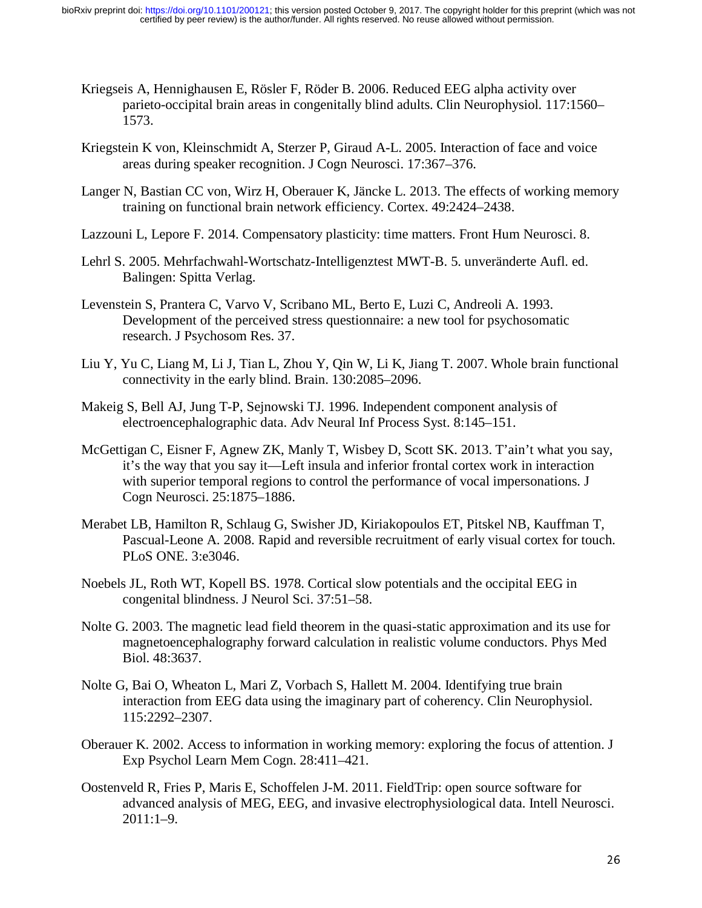Kriegseis A, Hennighausen E, Rösler F, Röder B. 2006. Reduced EEG alpha activity over parieto-occipital brain areas in congenitally blind adults. Clin Neurophysiol. 117:1560–1573.

Kriegstein K von, Kleinschmidt A, Sterzer P, Giraud A-L. 2005. Interaction of face and voice areas during speaker recognition. J Cogn Neurosci. 17:367–376.

Langer N, Bastian CC von, Wirz H, Oberauer K, Jäncke L. 2013. The effects of working memory training on functional brain network efficiency. Cortex. 49:2424–2438.

Lazzouni L, Lepore F. 2014. Compensatory plasticity: time matters. Front Hum Neurosci. 8.

Lehrl S. 2005. Mehrfachwahl-Wortschatz-Intelligenztest MWT-B. 5. unveränderte Aufl. ed. Balingen: Spitta Verlag.

Levenstein S, Prantera C, Varvo V, Scribano ML, Berto E, Luzi C, Andreoli A. 1993. Development of the perceived stress questionnaire: a new tool for psychosomatic research. J Psychosom Res. 37.

Liu Y, Yu C, Liang M, Li J, Tian L, Zhou Y, Qin W, Li K, Jiang T. 2007. Whole brain functional connectivity in the early blind. Brain. 130:2085–2096.

Makeig S, Bell AJ, Jung T-P, Sejnowski TJ. 1996. Independent component analysis of electroencephalographic data. Adv Neural Inf Process Syst. 8:145–151.

McGettigan C, Eisner F, Agnew ZK, Manly T, Wisbey D, Scott SK. 2013. T'ain't what you say, it's the way that you say it—Left insula and inferior frontal cortex work in interaction with superior temporal regions to control the performance of vocal impersonations. J Cogn Neurosci. 25:1875–1886.

Merabet LB, Hamilton R, Schlaug G, Swisher JD, Kiriakopoulos ET, Pitskel NB, Kauffman T, Pascual-Leone A. 2008. Rapid and reversible recruitment of early visual cortex for touch. PLoS ONE. 3:e3046.

Noebels JL, Roth WT, Kopell BS. 1978. Cortical slow potentials and the occipital EEG in congenital blindness. J Neurol Sci. 37:51–58.

Nolte G. 2003. The magnetic lead field theorem in the quasi-static approximation and its use for magnetoencephalography forward calculation in realistic volume conductors. Phys Med Biol. 48:3637.

Nolte G, Bai O, Wheaton L, Mari Z, Vorbach S, Hallett M. 2004. Identifying true brain interaction from EEG data using the imaginary part of coherency. Clin Neurophysiol. 115:2292–2307.

Oberauer K. 2002. Access to information in working memory: exploring the focus of attention. J Exp Psychol Learn Mem Cogn. 28:411–421.

Oostenveld R, Fries P, Maris E, Schoffelen J-M. 2011. FieldTrip: open source software for advanced analysis of MEG, EEG, and invasive electrophysiological data. Intell Neurosci. 2011:1–9.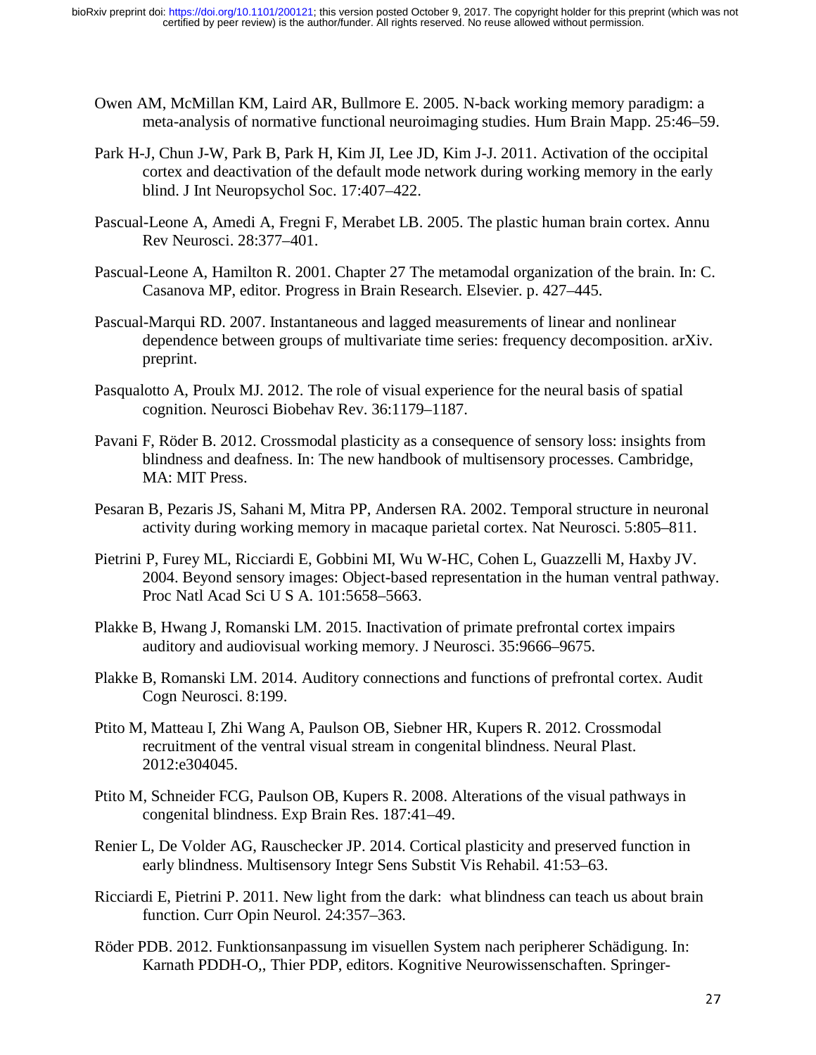Owen AM, McMillan KM, Laird AR, Bullmore E. 2005. N-back working memory paradigm: a meta-analysis of normative functional neuroimaging studies. Hum Brain Mapp. 25:46–59.

Park H-J, Chun J-W, Park B, Park H, Kim JI, Lee JD, Kim J-J. 2011. Activation of the occipital cortex and deactivation of the default mode network during working memory in the early blind. J Int Neuropsychol Soc. 17:407–422.

Pascual-Leone A, Amedi A, Fregni F, Merabet LB. 2005. The plastic human brain cortex. Annu Rev Neurosci. 28:377–401.

Pascual-Leone A, Hamilton R. 2001. Chapter 27 The metamodal organization of the brain. In: C. Casanova MP, editor. Progress in Brain Research. Elsevier. p. 427–445.

Pascual-Marqui RD. 2007. Instantaneous and lagged measurements of linear and nonlinear dependence between groups of multivariate time series: frequency decomposition. arXiv. preprint.

Pasqualotto A, Proulx MJ. 2012. The role of visual experience for the neural basis of spatial cognition. Neurosci Biobehav Rev. 36:1179–1187.

Pavani F, Röder B. 2012. Crossmodal plasticity as a consequence of sensory loss: insights from blindness and deafness. In: The new handbook of multisensory processes. Cambridge, MA: MIT Press.

Pesaran B, Pezaris JS, Sahani M, Mitra PP, Andersen RA. 2002. Temporal structure in neuronal activity during working memory in macaque parietal cortex. Nat Neurosci. 5:805–811.

Pietrini P, Furey ML, Ricciardi E, Gobbini MI, Wu W-HC, Cohen L, Guazzelli M, Haxby JV. 2004. Beyond sensory images: Object-based representation in the human ventral pathway. Proc Natl Acad Sci U S A. 101:5658–5663.

Plakke B, Hwang J, Romanski LM. 2015. Inactivation of primate prefrontal cortex impairs auditory and audiovisual working memory. J Neurosci. 35:9666–9675.

Plakke B, Romanski LM. 2014. Auditory connections and functions of prefrontal cortex. Audit Cogn Neurosci. 8:199.

Ptito M, Matteau I, Zhi Wang A, Paulson OB, Siebner HR, Kupers R. 2012. Crossmodal recruitment of the ventral visual stream in congenital blindness. Neural Plast. 2012:e304045.

Ptito M, Schneider FCG, Paulson OB, Kupers R. 2008. Alterations of the visual pathways in congenital blindness. Exp Brain Res. 187:41–49.

Renier L, De Volder AG, Rauschecker JP. 2014. Cortical plasticity and preserved function in early blindness. Multisensory Integr Sens Substit Vis Rehabil. 41:53–63.

Ricciardi E, Pietrini P. 2011. New light from the dark: what blindness can teach us about brain function. Curr Opin Neurol. 24:357–363.

Röder PDB. 2012. Funktionsanpassung im visuellen System nach peripherer Schädigung. In: Karnath PDDH-O,, Thier PDP, editors. Kognitive Neurowissenschaften. Springer-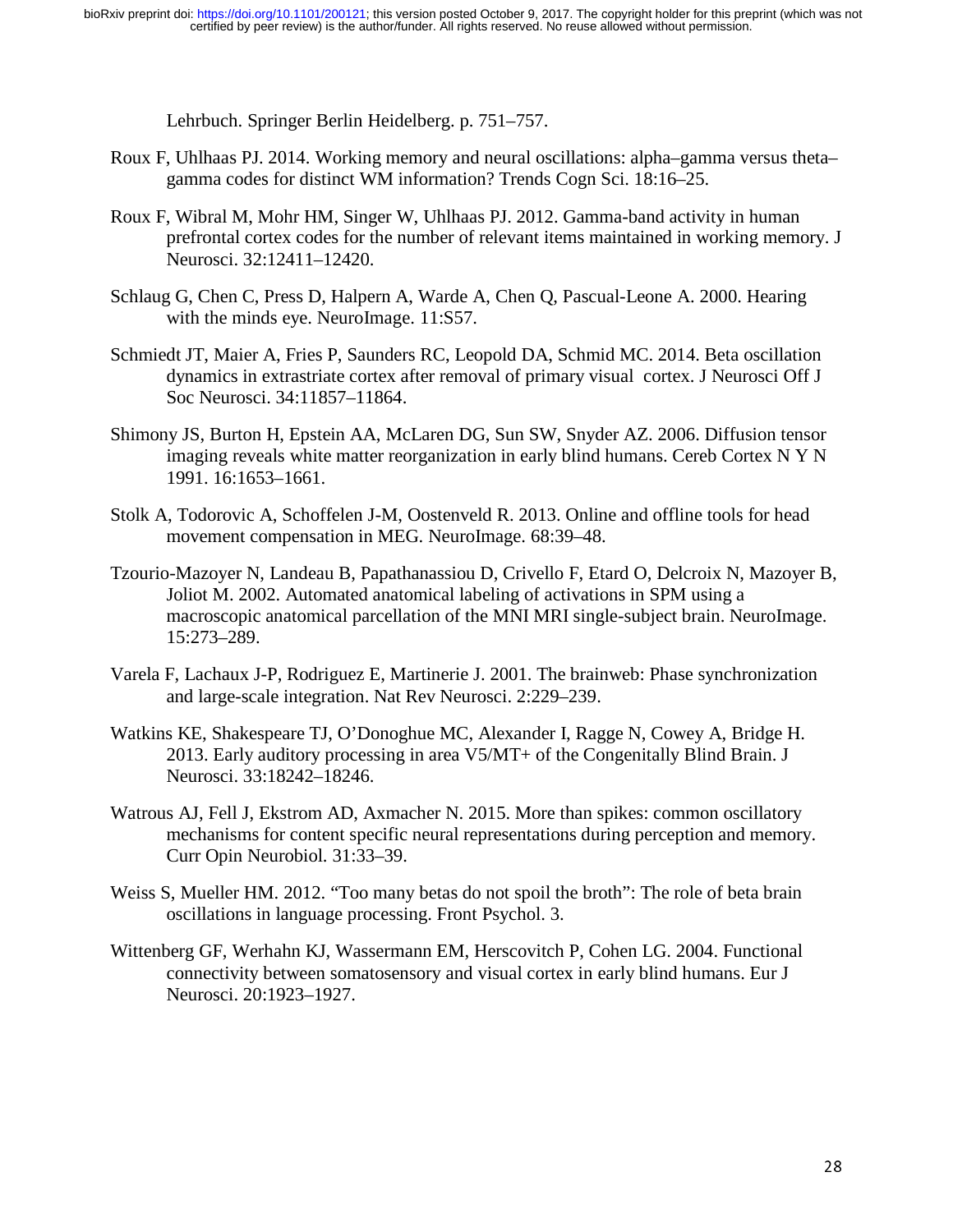Lehrbuch. Springer Berlin Heidelberg. p. 751–757.

Roux F, Uhlhaas PJ. 2014. Working memory and neural oscillations: alpha–gamma versus theta–gamma codes for distinct WM information? Trends Cogn Sci. 18:16–25.

Roux F, Wibral M, Mohr HM, Singer W, Uhlhaas PJ. 2012. Gamma-band activity in human prefrontal cortex codes for the number of relevant items maintained in working memory. J Neurosci. 32:12411–12420.

Schlaug G, Chen C, Press D, Halpern A, Warde A, Chen Q, Pascual-Leone A. 2000. Hearing with the minds eye. NeuroImage. 11:S57.

Schmiedt JT, Maier A, Fries P, Saunders RC, Leopold DA, Schmid MC. 2014. Beta oscillation dynamics in extrastriate cortex after removal of primary visual cortex. J Neurosci Off J Soc Neurosci. 34:11857–11864.

Shimony JS, Burton H, Epstein AA, McLaren DG, Sun SW, Snyder AZ. 2006. Diffusion tensor imaging reveals white matter reorganization in early blind humans. Cereb Cortex N Y N 1991. 16:1653–1661.

Stolk A, Todorovic A, Schoffelen J-M, Oostenveld R. 2013. Online and offline tools for head movement compensation in MEG. NeuroImage. 68:39–48.

Tzourio-Mazoyer N, Landeau B, Papathanassiou D, Crivello F, Etard O, Delcroix N, Mazoyer B, Joliot M. 2002. Automated anatomical labeling of activations in SPM using a macroscopic anatomical parcellation of the MNI MRI single-subject brain. NeuroImage. 15:273–289.

Varela F, Lachaux J-P, Rodriguez E, Martinerie J. 2001. The brainweb: Phase synchronization and large-scale integration. Nat Rev Neurosci. 2:229–239.

Watkins KE, Shakespeare TJ, O'Donoghue MC, Alexander I, Ragge N, Cowey A, Bridge H. 2013. Early auditory processing in area V5/MT+ of the Congenitally Blind Brain. J Neurosci. 33:18242–18246.

Watrous AJ, Fell J, Ekstrom AD, Axmacher N. 2015. More than spikes: common oscillatory mechanisms for content specific neural representations during perception and memory. Curr Opin Neurobiol. 31:33–39.

Weiss S, Mueller HM. 2012. "Too many betas do not spoil the broth": The role of beta brain oscillations in language processing. Front Psychol. 3.

Wittenberg GF, Werhahn KJ, Wassermann EM, Herscovitch P, Cohen LG. 2004. Functional connectivity between somatosensory and visual cortex in early blind humans. Eur J Neurosci. 20:1923–1927.